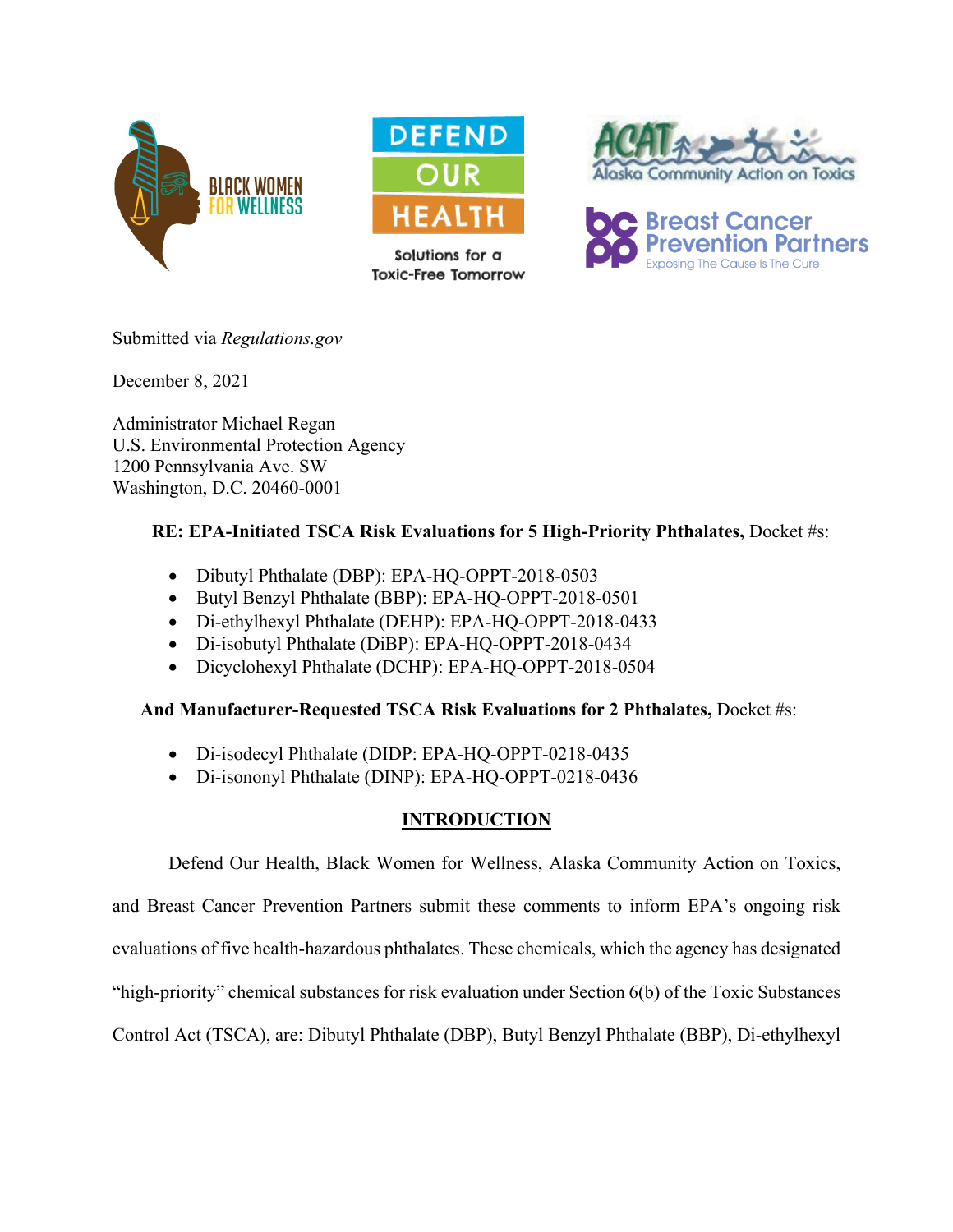Submitted via *Regulations.gov*

December 8, 2021

Administrator Michael Regan
U.S. Environmental Protection Agency
1200 Pennsylvania Ave. SW
Washington, D.C. 20460-0001

**RE: EPA-Initiated TSCA Risk Evaluations for 5 High-Priority Phthalates,** Docket #s:

- Dibutyl Phthalate (DBP): EPA-HQ-OPPT-2018-0503
- Butyl Benzyl Phthalate (BBP): EPA-HQ-OPPT-2018-0501
- Di-ethylhexyl Phthalate (DEHP): EPA-HQ-OPPT-2018-0433
- Di-isobutyl Phthalate (DiBP): EPA-HQ-OPPT-2018-0434
- Dicyclohexyl Phthalate (DCHP): EPA-HQ-OPPT-2018-0504

**And Manufacturer-Requested TSCA Risk Evaluations for 2 Phthalates,** Docket #s:

- Di-isodecyl Phthalate (DIDP: EPA-HQ-OPPT-0218-0435
- Di-isononyl Phthalate (DINP): EPA-HQ-OPPT-0218-0436

## INTRODUCTION

Defend Our Health, Black Women for Wellness, Alaska Community Action on Toxics, and Breast Cancer Prevention Partners submit these comments to inform EPA's ongoing risk evaluations of five health-hazardous phthalates. These chemicals, which the agency has designated "high-priority" chemical substances for risk evaluation under Section 6(b) of the Toxic Substances Control Act (TSCA), are: Dibutyl Phthalate (DBP), Butyl Benzyl Phthalate (BBP), Di-ethylhexyl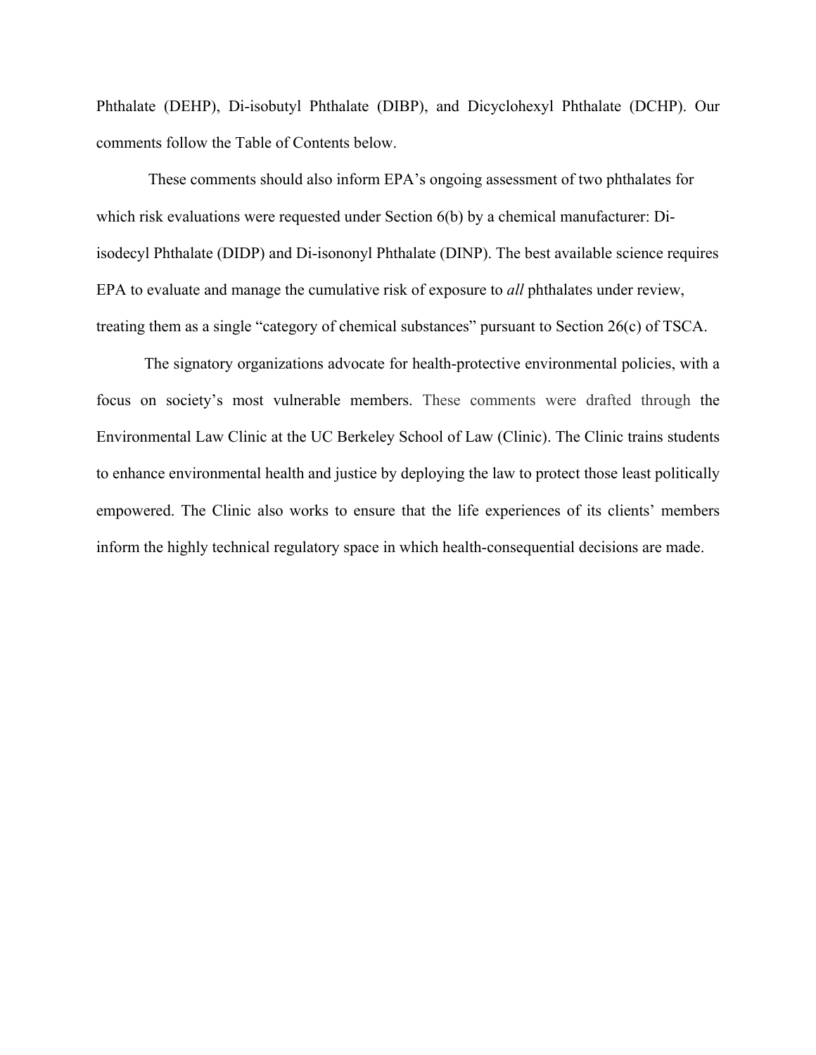Phthalate (DEHP), Di-isobutyl Phthalate (DIBP), and Dicyclohexyl Phthalate (DCHP). Our comments follow the Table of Contents below.

These comments should also inform EPA's ongoing assessment of two phthalates for which risk evaluations were requested under Section 6(b) by a chemical manufacturer: Di-isodecyl Phthalate (DIDP) and Di-isononyl Phthalate (DINP). The best available science requires EPA to evaluate and manage the cumulative risk of exposure to *all* phthalates under review, treating them as a single "category of chemical substances" pursuant to Section 26(c) of TSCA.

The signatory organizations advocate for health-protective environmental policies, with a focus on society's most vulnerable members. These comments were drafted through the Environmental Law Clinic at the UC Berkeley School of Law (Clinic). The Clinic trains students to enhance environmental health and justice by deploying the law to protect those least politically empowered. The Clinic also works to ensure that the life experiences of its clients' members inform the highly technical regulatory space in which health-consequential decisions are made.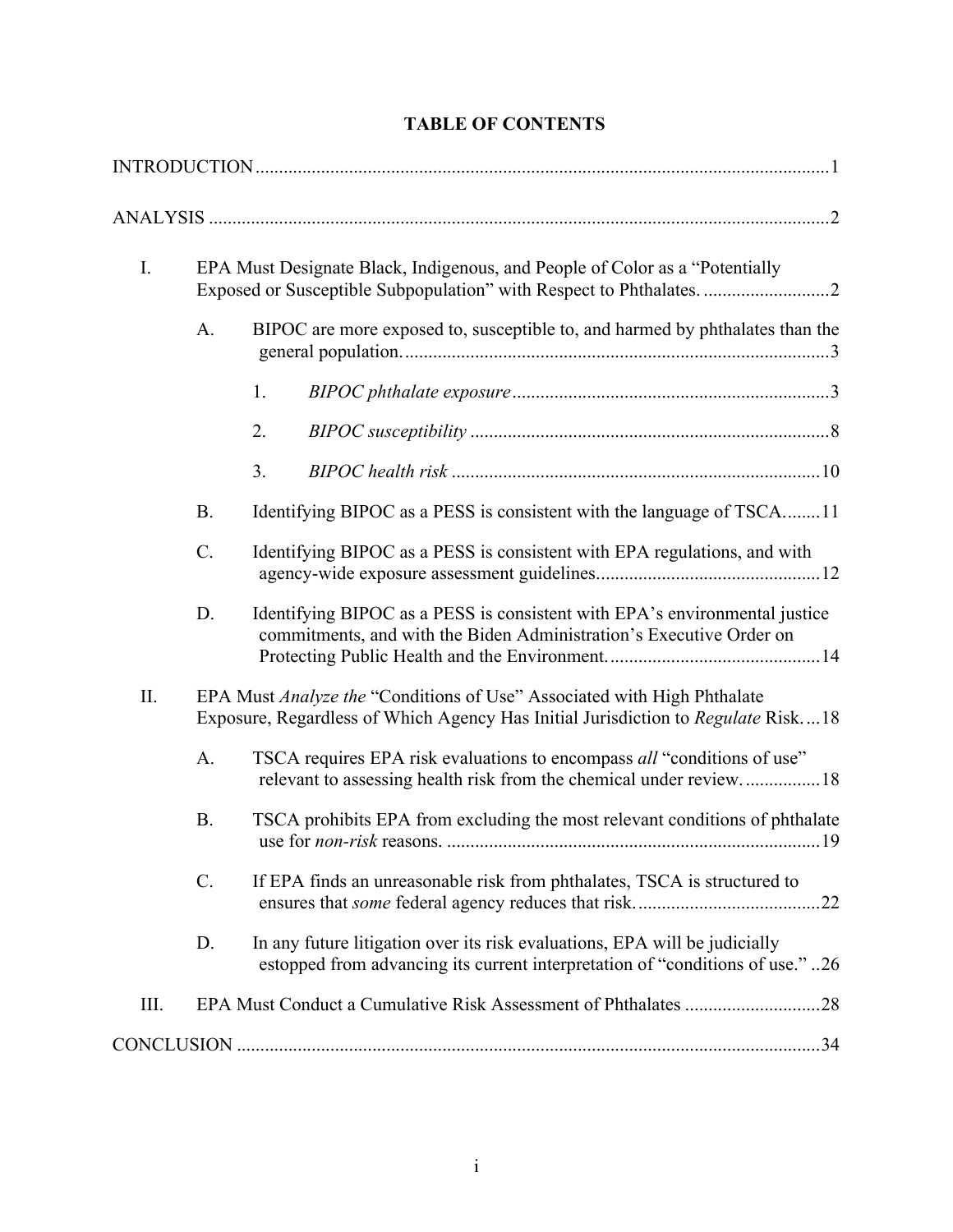# TABLE OF CONTENTS

INTRODUCTION .......... 1

ANALYSIS .......... 2

I. EPA Must Designate Black, Indigenous, and People of Color as a "Potentially Exposed or Susceptible Subpopulation" with Respect to Phthalates. .......... 2

- A. BIPOC are more exposed to, susceptible to, and harmed by phthalates than the general population. .......... 3
  1. *BIPOC phthalate exposure* .......... 3
  2. *BIPOC susceptibility* .......... 8
  3. *BIPOC health risk* .......... 10
- B. Identifying BIPOC as a PESS is consistent with the language of TSCA. .......... 11
- C. Identifying BIPOC as a PESS is consistent with EPA regulations, and with agency-wide exposure assessment guidelines. .......... 12
- D. Identifying BIPOC as a PESS is consistent with EPA's environmental justice commitments, and with the Biden Administration's Executive Order on Protecting Public Health and the Environment. .......... 14

II. EPA Must *Analyze the* "Conditions of Use" Associated with High Phthalate Exposure, Regardless of Which Agency Has Initial Jurisdiction to *Regulate* Risk. .......... 18

- A. TSCA requires EPA risk evaluations to encompass *all* "conditions of use" relevant to assessing health risk from the chemical under review. .......... 18
- B. TSCA prohibits EPA from excluding the most relevant conditions of phthalate use for *non-risk* reasons. .......... 19
- C. If EPA finds an unreasonable risk from phthalates, TSCA is structured to ensures that *some* federal agency reduces that risk. .......... 22
- D. In any future litigation over its risk evaluations, EPA will be judicially estopped from advancing its current interpretation of "conditions of use." .......... 26

III. EPA Must Conduct a Cumulative Risk Assessment of Phthalates .......... 28

CONCLUSION .......... 34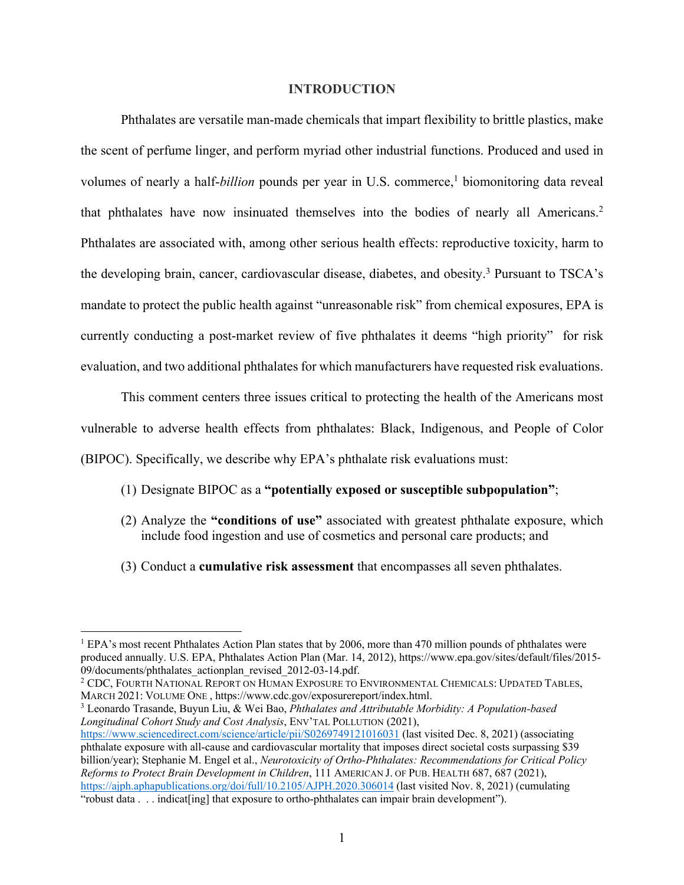## INTRODUCTION

Phthalates are versatile man-made chemicals that impart flexibility to brittle plastics, make the scent of perfume linger, and perform myriad other industrial functions. Produced and used in volumes of nearly a half-*billion* pounds per year in U.S. commerce,[1] biomonitoring data reveal that phthalates have now insinuated themselves into the bodies of nearly all Americans.[2] Phthalates are associated with, among other serious health effects: reproductive toxicity, harm to the developing brain, cancer, cardiovascular disease, diabetes, and obesity.[3] Pursuant to TSCA's mandate to protect the public health against "unreasonable risk" from chemical exposures, EPA is currently conducting a post-market review of five phthalates it deems "high priority" for risk evaluation, and two additional phthalates for which manufacturers have requested risk evaluations.

This comment centers three issues critical to protecting the health of the Americans most vulnerable to adverse health effects from phthalates: Black, Indigenous, and People of Color (BIPOC). Specifically, we describe why EPA's phthalate risk evaluations must:

(1) Designate BIPOC as a **"potentially exposed or susceptible subpopulation"**;

(2) Analyze the **"conditions of use"** associated with greatest phthalate exposure, which include food ingestion and use of cosmetics and personal care products; and

(3) Conduct a **cumulative risk assessment** that encompasses all seven phthalates.

---

[1] EPA's most recent Phthalates Action Plan states that by 2006, more than 470 million pounds of phthalates were produced annually. U.S. EPA, Phthalates Action Plan (Mar. 14, 2012), https://www.epa.gov/sites/default/files/2015-09/documents/phthalates_actionplan_revised_2012-03-14.pdf.

[2] CDC, FOURTH NATIONAL REPORT ON HUMAN EXPOSURE TO ENVIRONMENTAL CHEMICALS: UPDATED TABLES, MARCH 2021: VOLUME ONE , https://www.cdc.gov/exposurereport/index.html.

[3] Leonardo Trasande, Buyun Liu, & Wei Bao, *Phthalates and Attributable Morbidity: A Population-based Longitudinal Cohort Study and Cost Analysis*, ENV'TAL POLLUTION (2021), https://www.sciencedirect.com/science/article/pii/S0269749121016031 (last visited Dec. 8, 2021) (associating phthalate exposure with all-cause and cardiovascular mortality that imposes direct societal costs surpassing $39 billion/year); Stephanie M. Engel et al., *Neurotoxicity of Ortho-Phthalates: Recommendations for Critical Policy Reforms to Protect Brain Development in Children*, 111 AMERICAN J. OF PUB. HEALTH 687, 687 (2021), https://ajph.aphapublications.org/doi/full/10.2105/AJPH.2020.306014 (last visited Nov. 8, 2021) (cumulating "robust data . . . indicat[ing] that exposure to ortho-phthalates can impair brain development").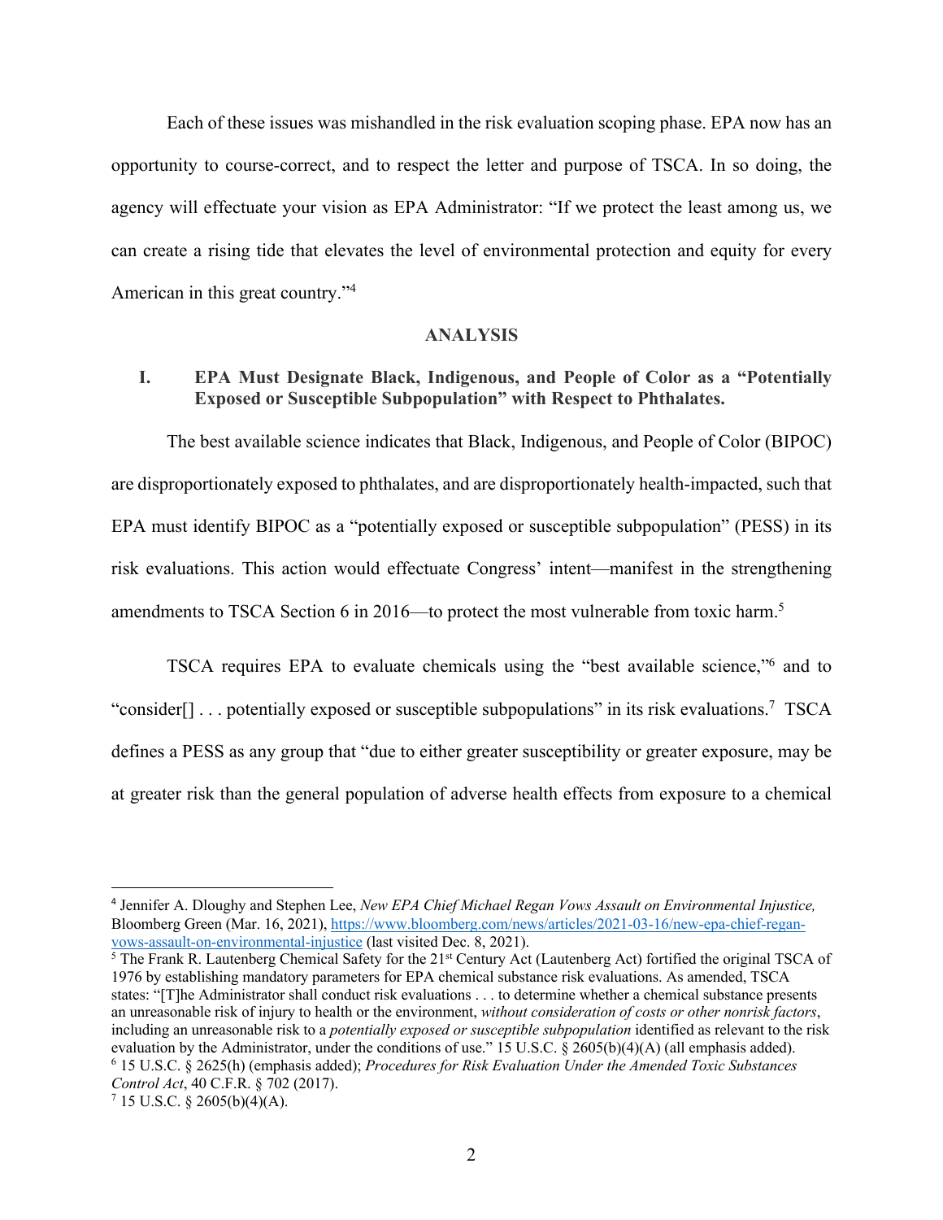Each of these issues was mishandled in the risk evaluation scoping phase. EPA now has an opportunity to course-correct, and to respect the letter and purpose of TSCA. In so doing, the agency will effectuate your vision as EPA Administrator: "If we protect the least among us, we can create a rising tide that elevates the level of environmental protection and equity for every American in this great country."[4]

## ANALYSIS

### I. EPA Must Designate Black, Indigenous, and People of Color as a "Potentially Exposed or Susceptible Subpopulation" with Respect to Phthalates.

The best available science indicates that Black, Indigenous, and People of Color (BIPOC) are disproportionately exposed to phthalates, and are disproportionately health-impacted, such that EPA must identify BIPOC as a "potentially exposed or susceptible subpopulation" (PESS) in its risk evaluations. This action would effectuate Congress' intent—manifest in the strengthening amendments to TSCA Section 6 in 2016—to protect the most vulnerable from toxic harm.[5]

TSCA requires EPA to evaluate chemicals using the "best available science,"[6] and to "consider[] . . . potentially exposed or susceptible subpopulations" in its risk evaluations.[7] TSCA defines a PESS as any group that "due to either greater susceptibility or greater exposure, may be at greater risk than the general population of adverse health effects from exposure to a chemical

---

[4] Jennifer A. Dloughy and Stephen Lee, *New EPA Chief Michael Regan Vows Assault on Environmental Injustice,* Bloomberg Green (Mar. 16, 2021), https://www.bloomberg.com/news/articles/2021-03-16/new-epa-chief-regan-vows-assault-on-environmental-injustice (last visited Dec. 8, 2021).

[5] The Frank R. Lautenberg Chemical Safety for the 21st Century Act (Lautenberg Act) fortified the original TSCA of 1976 by establishing mandatory parameters for EPA chemical substance risk evaluations. As amended, TSCA states: "[T]he Administrator shall conduct risk evaluations . . . to determine whether a chemical substance presents an unreasonable risk of injury to health or the environment, *without consideration of costs or other nonrisk factors*, including an unreasonable risk to a *potentially exposed or susceptible subpopulation* identified as relevant to the risk evaluation by the Administrator, under the conditions of use." 15 U.S.C. § 2605(b)(4)(A) (all emphasis added).

[6] 15 U.S.C. § 2625(h) (emphasis added); *Procedures for Risk Evaluation Under the Amended Toxic Substances Control Act*, 40 C.F.R. § 702 (2017).

[7] 15 U.S.C. § 2605(b)(4)(A).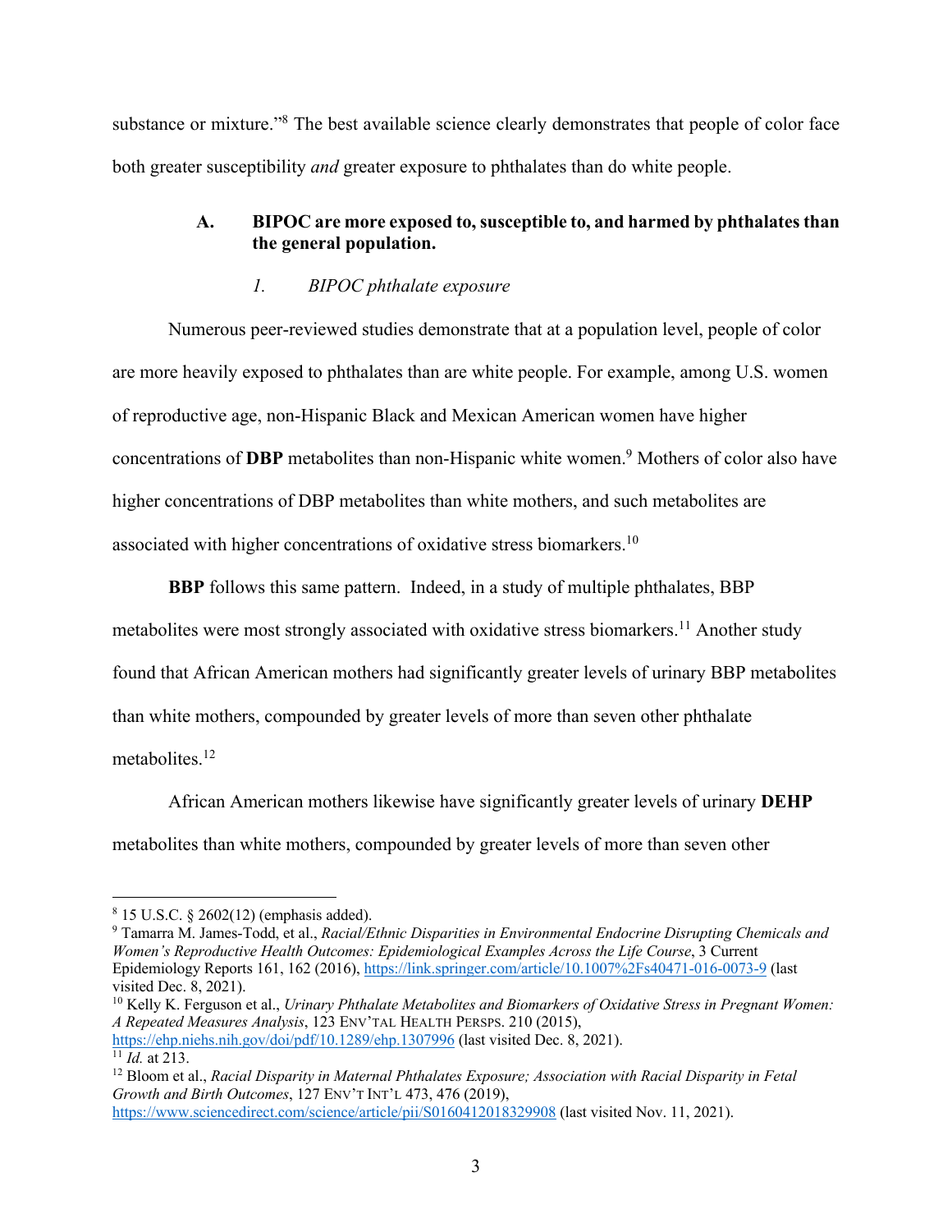substance or mixture."[8] The best available science clearly demonstrates that people of color face both greater susceptibility *and* greater exposure to phthalates than do white people.

### A. BIPOC are more exposed to, susceptible to, and harmed by phthalates than the general population.

#### *1. BIPOC phthalate exposure*

Numerous peer-reviewed studies demonstrate that at a population level, people of color are more heavily exposed to phthalates than are white people. For example, among U.S. women of reproductive age, non-Hispanic Black and Mexican American women have higher concentrations of **DBP** metabolites than non-Hispanic white women.[9] Mothers of color also have higher concentrations of DBP metabolites than white mothers, and such metabolites are associated with higher concentrations of oxidative stress biomarkers.[10]

**BBP** follows this same pattern. Indeed, in a study of multiple phthalates, BBP metabolites were most strongly associated with oxidative stress biomarkers.[11] Another study found that African American mothers had significantly greater levels of urinary BBP metabolites than white mothers, compounded by greater levels of more than seven other phthalate metabolites.[12]

African American mothers likewise have significantly greater levels of urinary **DEHP** metabolites than white mothers, compounded by greater levels of more than seven other

---

[8] 15 U.S.C. § 2602(12) (emphasis added).

[9] Tamarra M. James-Todd, et al., *Racial/Ethnic Disparities in Environmental Endocrine Disrupting Chemicals and Women's Reproductive Health Outcomes: Epidemiological Examples Across the Life Course*, 3 Current Epidemiology Reports 161, 162 (2016), https://link.springer.com/article/10.1007%2Fs40471-016-0073-9 (last visited Dec. 8, 2021).

[10] Kelly K. Ferguson et al., *Urinary Phthalate Metabolites and Biomarkers of Oxidative Stress in Pregnant Women: A Repeated Measures Analysis*, 123 ENV'TAL HEALTH PERSPS. 210 (2015), https://ehp.niehs.nih.gov/doi/pdf/10.1289/ehp.1307996 (last visited Dec. 8, 2021).

[11] *Id.* at 213.

[12] Bloom et al., *Racial Disparity in Maternal Phthalates Exposure; Association with Racial Disparity in Fetal Growth and Birth Outcomes*, 127 ENV'T INT'L 473, 476 (2019), https://www.sciencedirect.com/science/article/pii/S0160412018329908 (last visited Nov. 11, 2021).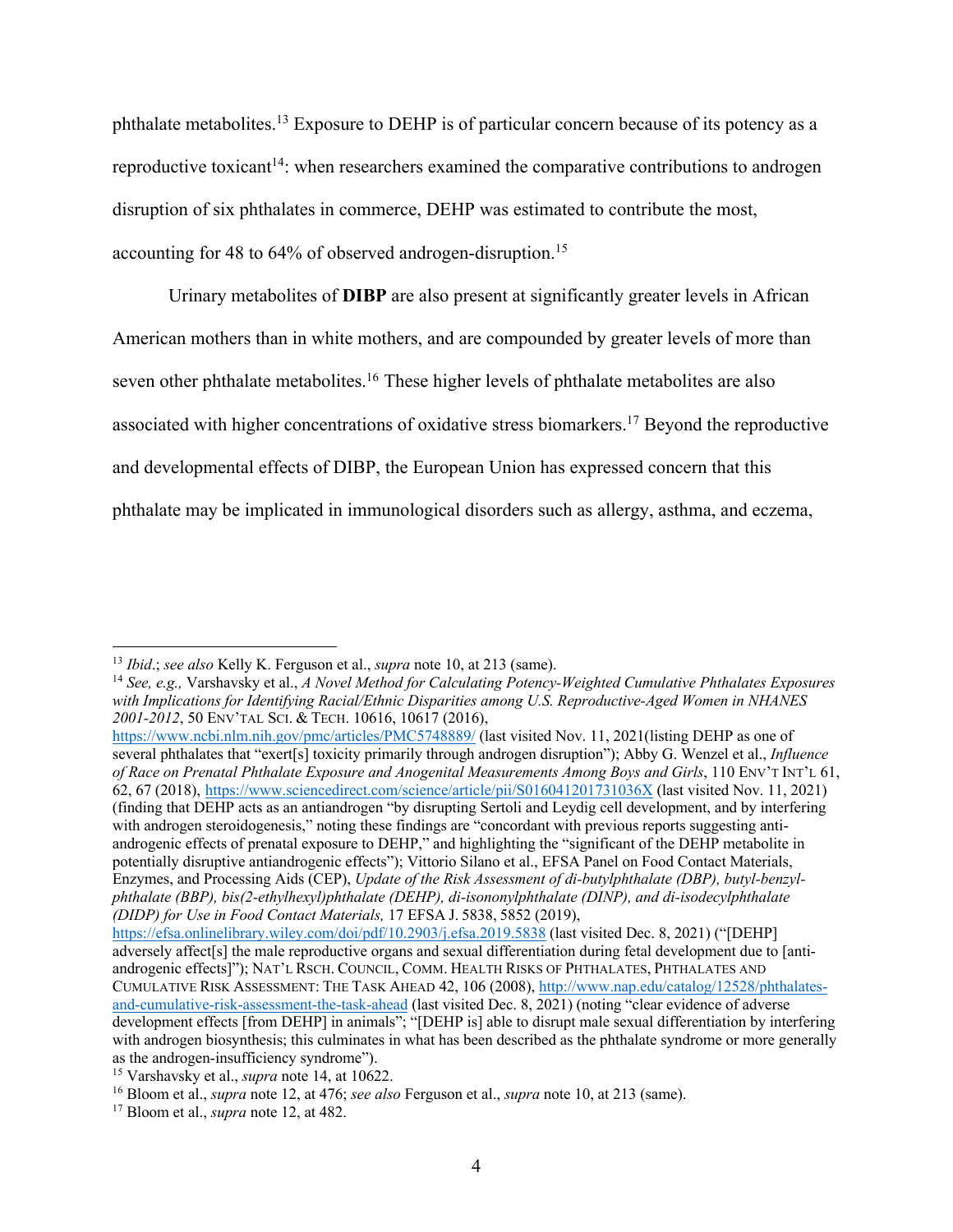phthalate metabolites.[13] Exposure to DEHP is of particular concern because of its potency as a reproductive toxicant[14]: when researchers examined the comparative contributions to androgen disruption of six phthalates in commerce, DEHP was estimated to contribute the most, accounting for 48 to 64% of observed androgen-disruption.[15]

Urinary metabolites of **DIBP** are also present at significantly greater levels in African American mothers than in white mothers, and are compounded by greater levels of more than seven other phthalate metabolites.[16] These higher levels of phthalate metabolites are also associated with higher concentrations of oxidative stress biomarkers.[17] Beyond the reproductive and developmental effects of DIBP, the European Union has expressed concern that this phthalate may be implicated in immunological disorders such as allergy, asthma, and eczema,

---

[13] *Ibid.*; *see also* Kelly K. Ferguson et al., *supra* note 10, at 213 (same).

[14] *See, e.g.,* Varshavsky et al., *A Novel Method for Calculating Potency-Weighted Cumulative Phthalates Exposures with Implications for Identifying Racial/Ethnic Disparities among U.S. Reproductive-Aged Women in NHANES 2001-2012*, 50 ENV'TAL SCI. & TECH. 10616, 10617 (2016), https://www.ncbi.nlm.nih.gov/pmc/articles/PMC5748889/ (last visited Nov. 11, 2021(listing DEHP as one of several phthalates that "exert[s] toxicity primarily through androgen disruption"); Abby G. Wenzel et al., *Influence of Race on Prenatal Phthalate Exposure and Anogenital Measurements Among Boys and Girls*, 110 ENV'T INT'L 61, 62, 67 (2018), https://www.sciencedirect.com/science/article/pii/S016041201731036X (last visited Nov. 11, 2021) (finding that DEHP acts as an antiandrogen "by disrupting Sertoli and Leydig cell development, and by interfering with androgen steroidogenesis," noting these findings are "concordant with previous reports suggesting anti-androgenic effects of prenatal exposure to DEHP," and highlighting the "significant of the DEHP metabolite in potentially disruptive antiandrogenic effects"); Vittorio Silano et al., EFSA Panel on Food Contact Materials, Enzymes, and Processing Aids (CEP), *Update of the Risk Assessment of di-butylphthalate (DBP), butyl-benzyl-phthalate (BBP), bis(2-ethylhexyl)phthalate (DEHP), di-isononylphthalate (DINP), and di-isodecylphthalate (DIDP) for Use in Food Contact Materials,* 17 EFSA J. 5838, 5852 (2019), https://efsa.onlinelibrary.wiley.com/doi/pdf/10.2903/j.efsa.2019.5838 (last visited Dec. 8, 2021) ("[DEHP] adversely affect[s] the male reproductive organs and sexual differentiation during fetal development due to [anti-androgenic effects]"); NAT'L RSCH. COUNCIL, COMM. HEALTH RISKS OF PHTHALATES, PHTHALATES AND CUMULATIVE RISK ASSESSMENT: THE TASK AHEAD 42, 106 (2008), http://www.nap.edu/catalog/12528/phthalates-and-cumulative-risk-assessment-the-task-ahead (last visited Dec. 8, 2021) (noting "clear evidence of adverse development effects [from DEHP] in animals"; "[DEHP is] able to disrupt male sexual differentiation by interfering with androgen biosynthesis; this culminates in what has been described as the phthalate syndrome or more generally as the androgen-insufficiency syndrome").

[15] Varshavsky et al., *supra* note 14, at 10622.

[16] Bloom et al., *supra* note 12, at 476; *see also* Ferguson et al., *supra* note 10, at 213 (same).

[17] Bloom et al., *supra* note 12, at 482.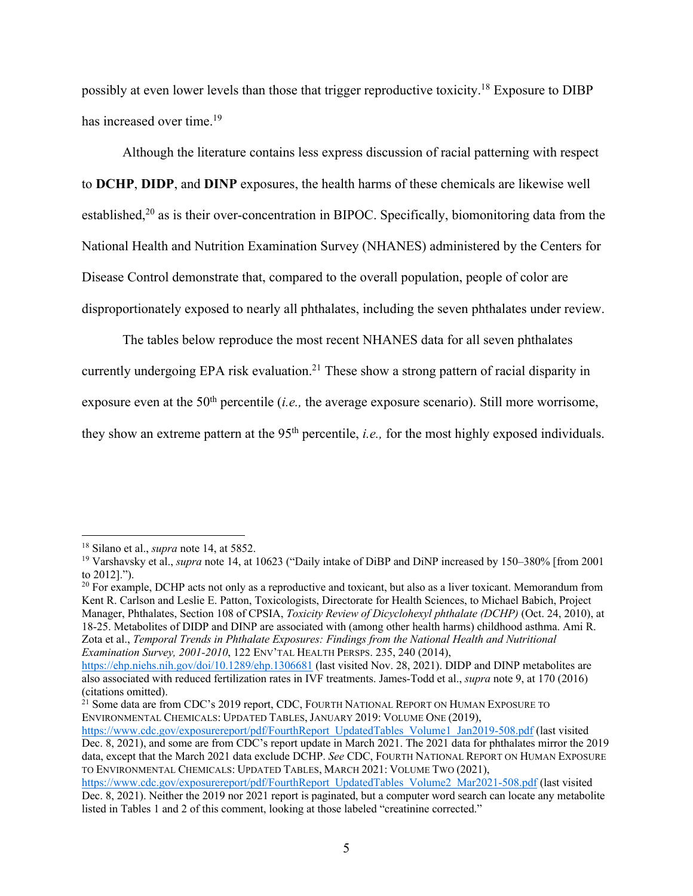possibly at even lower levels than those that trigger reproductive toxicity.[18] Exposure to DIBP has increased over time.[19]

Although the literature contains less express discussion of racial patterning with respect to **DCHP**, **DIDP**, and **DINP** exposures, the health harms of these chemicals are likewise well established,[20] as is their over-concentration in BIPOC. Specifically, biomonitoring data from the National Health and Nutrition Examination Survey (NHANES) administered by the Centers for Disease Control demonstrate that, compared to the overall population, people of color are disproportionately exposed to nearly all phthalates, including the seven phthalates under review.

The tables below reproduce the most recent NHANES data for all seven phthalates currently undergoing EPA risk evaluation.[21] These show a strong pattern of racial disparity in exposure even at the 50th percentile (*i.e.,* the average exposure scenario). Still more worrisome, they show an extreme pattern at the 95th percentile, *i.e.,* for the most highly exposed individuals.

---

[18] Silano et al., *supra* note 14, at 5852.

[19] Varshavsky et al., *supra* note 14, at 10623 ("Daily intake of DiBP and DiNP increased by 150–380% [from 2001 to 2012].").

[20] For example, DCHP acts not only as a reproductive and toxicant, but also as a liver toxicant. Memorandum from Kent R. Carlson and Leslie E. Patton, Toxicologists, Directorate for Health Sciences, to Michael Babich, Project Manager, Phthalates, Section 108 of CPSIA, *Toxicity Review of Dicyclohexyl phthalate (DCHP)* (Oct. 24, 2010), at 18-25. Metabolites of DIDP and DINP are associated with (among other health harms) childhood asthma. Ami R. Zota et al., *Temporal Trends in Phthalate Exposures: Findings from the National Health and Nutritional Examination Survey, 2001-2010*, 122 ENV'TAL HEALTH PERSPS. 235, 240 (2014), https://ehp.niehs.nih.gov/doi/10.1289/ehp.1306681 (last visited Nov. 28, 2021). DIDP and DINP metabolites are also associated with reduced fertilization rates in IVF treatments. James-Todd et al., *supra* note 9, at 170 (2016) (citations omitted).

[21] Some data are from CDC's 2019 report, CDC, FOURTH NATIONAL REPORT ON HUMAN EXPOSURE TO ENVIRONMENTAL CHEMICALS: UPDATED TABLES, JANUARY 2019: VOLUME ONE (2019), https://www.cdc.gov/exposurereport/pdf/FourthReport_UpdatedTables_Volume1_Jan2019-508.pdf (last visited Dec. 8, 2021), and some are from CDC's report update in March 2021. The 2021 data for phthalates mirror the 2019 data, except that the March 2021 data exclude DCHP. *See* CDC, FOURTH NATIONAL REPORT ON HUMAN EXPOSURE TO ENVIRONMENTAL CHEMICALS: UPDATED TABLES, MARCH 2021: VOLUME TWO (2021), https://www.cdc.gov/exposurereport/pdf/FourthReport_UpdatedTables_Volume2_Mar2021-508.pdf (last visited Dec. 8, 2021). Neither the 2019 nor 2021 report is paginated, but a computer word search can locate any metabolite listed in Tables 1 and 2 of this comment, looking at those labeled "creatinine corrected."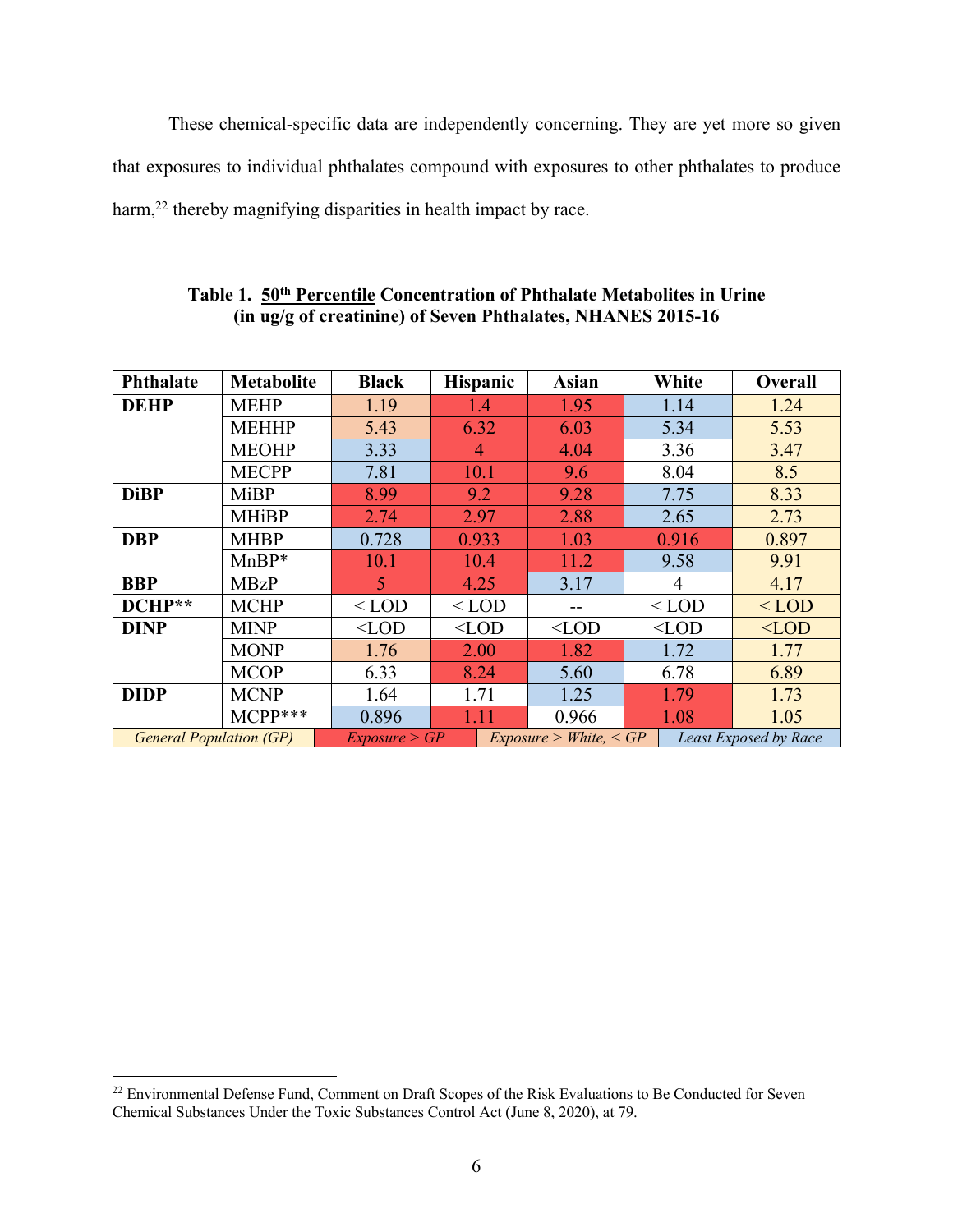These chemical-specific data are independently concerning. They are yet more so given that exposures to individual phthalates compound with exposures to other phthalates to produce harm,[22] thereby magnifying disparities in health impact by race.

**Table 1. <u>50th Percentile</u> Concentration of Phthalate Metabolites in Urine (in ug/g of creatinine) of Seven Phthalates, NHANES 2015-16**

| Phthalate | Metabolite | Black | Hispanic | Asian | White | Overall |
|---|---|---|---|---|---|---|
| **DEHP** | MEHP | 1.19 | 1.4 | 1.95 | 1.14 | 1.24 |
| | MEHHP | 5.43 | 6.32 | 6.03 | 5.34 | 5.53 |
| | MEOHP | 3.33 | 4 | 4.04 | 3.36 | 3.47 |
| | MECPP | 7.81 | 10.1 | 9.6 | 8.04 | 8.5 |
| **DiBP** | MiBP | 8.99 | 9.2 | 9.28 | 7.75 | 8.33 |
| | MHiBP | 2.74 | 2.97 | 2.88 | 2.65 | 2.73 |
| **DBP** | MHBP | 0.728 | 0.933 | 1.03 | 0.916 | 0.897 |
| | MnBP* | 10.1 | 10.4 | 11.2 | 9.58 | 9.91 |
| **BBP** | MBzP | 5 | 4.25 | 3.17 | 4 | 4.17 |
| **DCHP**** | MCHP | < LOD | < LOD | -- | < LOD | < LOD |
| **DINP** | MINP | <LOD | <LOD | <LOD | <LOD | <LOD |
| | MONP | 1.76 | 2.00 | 1.82 | 1.72 | 1.77 |
| | MCOP | 6.33 | 8.24 | 5.60 | 6.78 | 6.89 |
| **DIDP** | MCNP | 1.64 | 1.71 | 1.25 | 1.79 | 1.73 |
| | MCPP*** | 0.896 | 1.11 | 0.966 | 1.08 | 1.05 |

*General Population (GP)* | *Exposure > GP* | *Exposure > White, < GP* | *Least Exposed by Race*

[22] Environmental Defense Fund, Comment on Draft Scopes of the Risk Evaluations to Be Conducted for Seven Chemical Substances Under the Toxic Substances Control Act (June 8, 2020), at 79.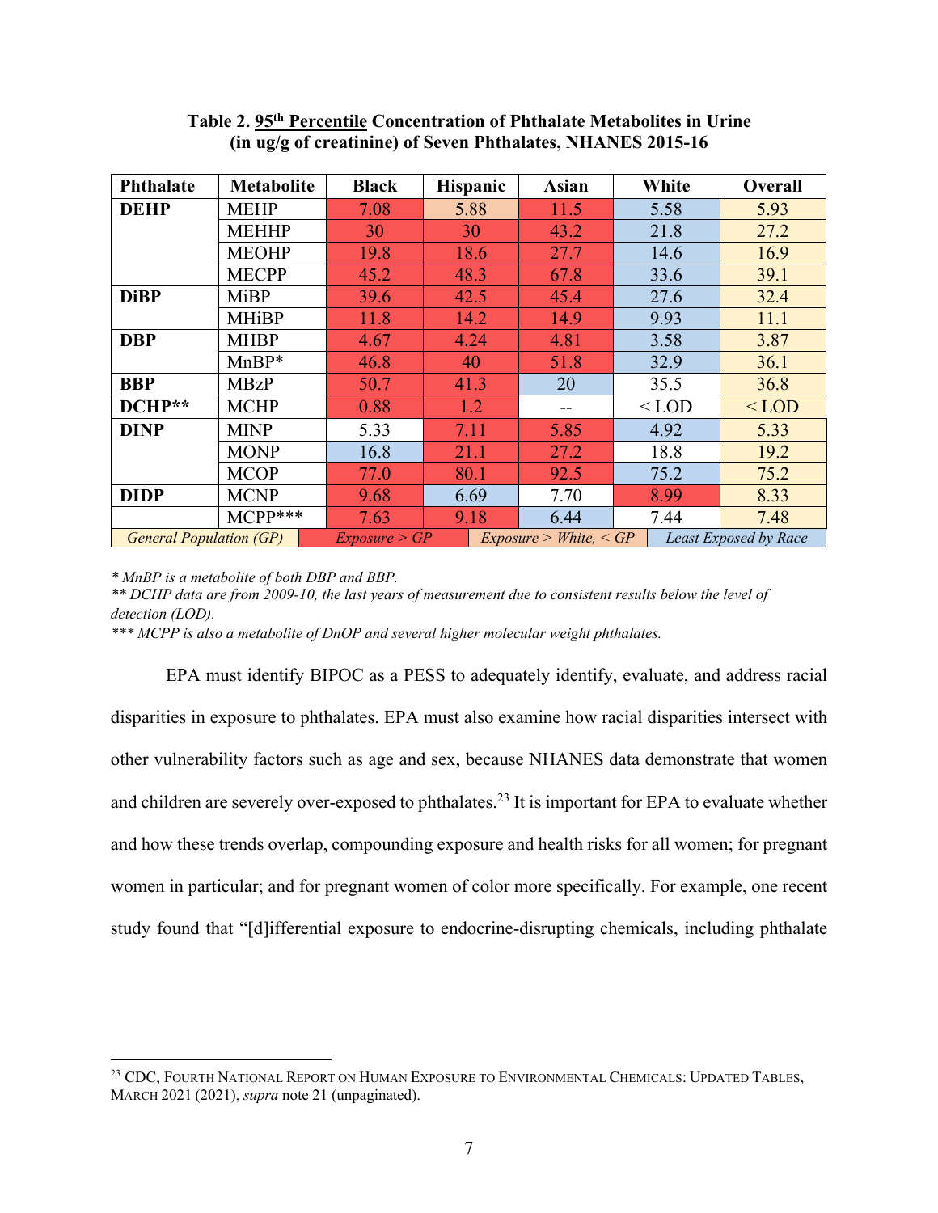**Table 2. <u>95th Percentile</u> Concentration of Phthalate Metabolites in Urine (in ug/g of creatinine) of Seven Phthalates, NHANES 2015-16**

| Phthalate | Metabolite | Black | Hispanic | Asian | White | Overall |
|---|---|---|---|---|---|---|
| **DEHP** | MEHP | 7.08 | 5.88 | 11.5 | 5.58 | 5.93 |
| | MEHHP | 30 | 30 | 43.2 | 21.8 | 27.2 |
| | MEOHP | 19.8 | 18.6 | 27.7 | 14.6 | 16.9 |
| | MECPP | 45.2 | 48.3 | 67.8 | 33.6 | 39.1 |
| **DiBP** | MiBP | 39.6 | 42.5 | 45.4 | 27.6 | 32.4 |
| | MHiBP | 11.8 | 14.2 | 14.9 | 9.93 | 11.1 |
| **DBP** | MHBP | 4.67 | 4.24 | 4.81 | 3.58 | 3.87 |
| | MnBP* | 46.8 | 40 | 51.8 | 32.9 | 36.1 |
| **BBP** | MBzP | 50.7 | 41.3 | 20 | 35.5 | 36.8 |
| **DCHP**** | MCHP | 0.88 | 1.2 | -- | < LOD | < LOD |
| **DINP** | MINP | 5.33 | 7.11 | 5.85 | 4.92 | 5.33 |
| | MONP | 16.8 | 21.1 | 27.2 | 18.8 | 19.2 |
| | MCOP | 77.0 | 80.1 | 92.5 | 75.2 | 75.2 |
| **DIDP** | MCNP | 9.68 | 6.69 | 7.70 | 8.99 | 8.33 |
| | MCPP*** | 7.63 | 9.18 | 6.44 | 7.44 | 7.48 |

*General Population (GP)* | *Exposure > GP* | *Exposure > White, < GP* | *Least Exposed by Race*

*\* MnBP is a metabolite of both DBP and BBP.*
*\*\* DCHP data are from 2009-10, the last years of measurement due to consistent results below the level of detection (LOD).*
*\*\*\* MCPP is also a metabolite of DnOP and several higher molecular weight phthalates.*

EPA must identify BIPOC as a PESS to adequately identify, evaluate, and address racial disparities in exposure to phthalates. EPA must also examine how racial disparities intersect with other vulnerability factors such as age and sex, because NHANES data demonstrate that women and children are severely over-exposed to phthalates.[23] It is important for EPA to evaluate whether and how these trends overlap, compounding exposure and health risks for all women; for pregnant women in particular; and for pregnant women of color more specifically. For example, one recent study found that "[d]ifferential exposure to endocrine-disrupting chemicals, including phthalate

[23] CDC, Fourth National Report on Human Exposure to Environmental Chemicals: Updated Tables, March 2021 (2021), *supra* note 21 (unpaginated).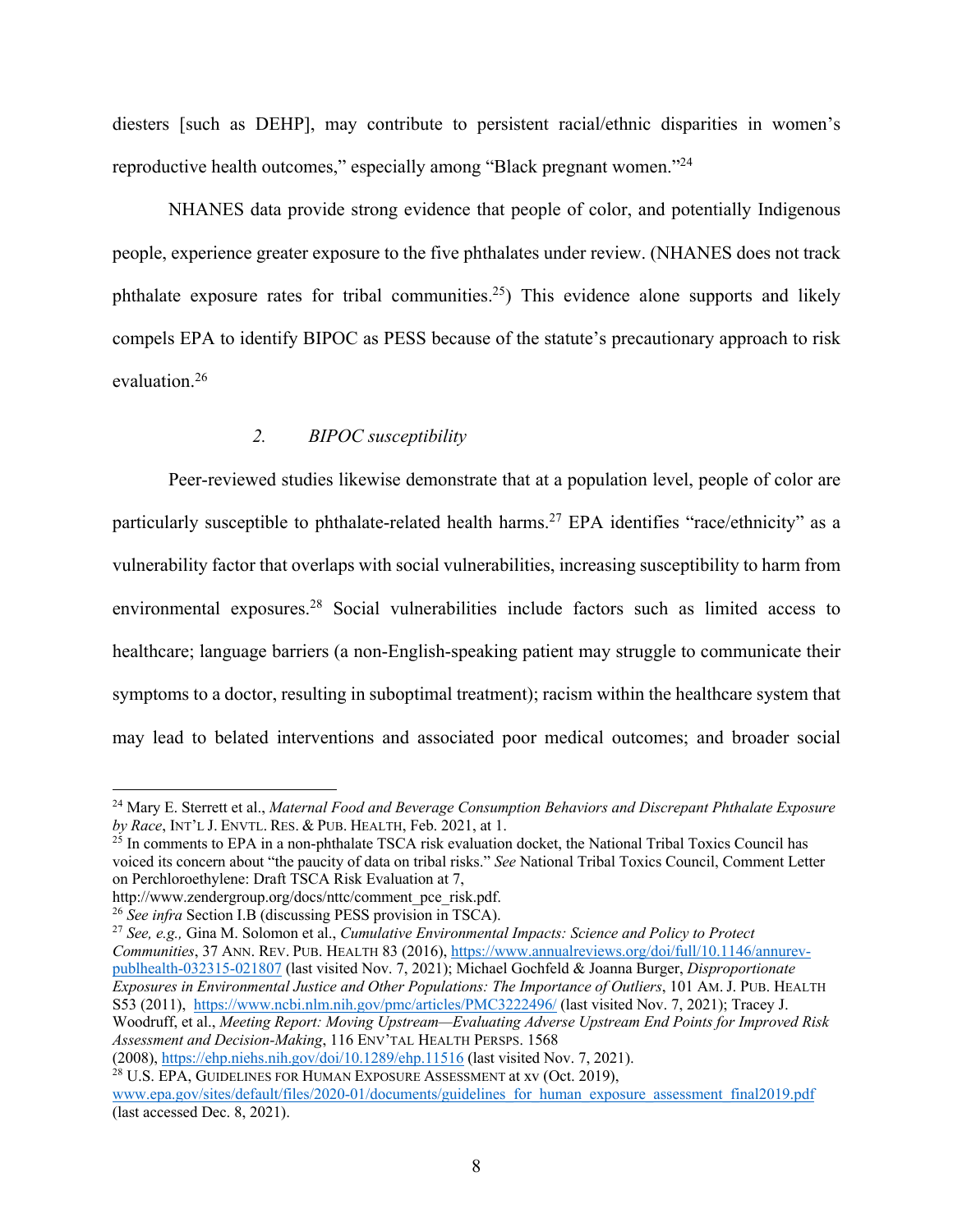diesters [such as DEHP], may contribute to persistent racial/ethnic disparities in women's reproductive health outcomes," especially among "Black pregnant women."[24]

NHANES data provide strong evidence that people of color, and potentially Indigenous people, experience greater exposure to the five phthalates under review. (NHANES does not track phthalate exposure rates for tribal communities.[25]) This evidence alone supports and likely compels EPA to identify BIPOC as PESS because of the statute's precautionary approach to risk evaluation.[26]

### *2. BIPOC susceptibility*

Peer-reviewed studies likewise demonstrate that at a population level, people of color are particularly susceptible to phthalate-related health harms.[27] EPA identifies "race/ethnicity" as a vulnerability factor that overlaps with social vulnerabilities, increasing susceptibility to harm from environmental exposures.[28] Social vulnerabilities include factors such as limited access to healthcare; language barriers (a non-English-speaking patient may struggle to communicate their symptoms to a doctor, resulting in suboptimal treatment); racism within the healthcare system that may lead to belated interventions and associated poor medical outcomes; and broader social

---

[24] Mary E. Sterrett et al., *Maternal Food and Beverage Consumption Behaviors and Discrepant Phthalate Exposure by Race*, INT'L J. ENVTL. RES. & PUB. HEALTH, Feb. 2021, at 1.

[25] In comments to EPA in a non-phthalate TSCA risk evaluation docket, the National Tribal Toxics Council has voiced its concern about "the paucity of data on tribal risks." *See* National Tribal Toxics Council, Comment Letter on Perchloroethylene: Draft TSCA Risk Evaluation at 7, http://www.zendergroup.org/docs/nttc/comment_pce_risk.pdf.

[26] *See infra* Section I.B (discussing PESS provision in TSCA).

[27] *See, e.g.,* Gina M. Solomon et al., *Cumulative Environmental Impacts: Science and Policy to Protect Communities*, 37 ANN. REV. PUB. HEALTH 83 (2016), https://www.annualreviews.org/doi/full/10.1146/annurev-publhealth-032315-021807 (last visited Nov. 7, 2021); Michael Gochfeld & Joanna Burger, *Disproportionate Exposures in Environmental Justice and Other Populations: The Importance of Outliers*, 101 AM. J. PUB. HEALTH S53 (2011), https://www.ncbi.nlm.nih.gov/pmc/articles/PMC3222496/ (last visited Nov. 7, 2021); Tracey J. Woodruff, et al., *Meeting Report: Moving Upstream—Evaluating Adverse Upstream End Points for Improved Risk Assessment and Decision-Making*, 116 ENV'TAL HEALTH PERSPS. 1568 (2008), https://ehp.niehs.nih.gov/doi/10.1289/ehp.11516 (last visited Nov. 7, 2021).

[28] U.S. EPA, GUIDELINES FOR HUMAN EXPOSURE ASSESSMENT at xv (Oct. 2019), www.epa.gov/sites/default/files/2020-01/documents/guidelines_for_human_exposure_assessment_final2019.pdf (last accessed Dec. 8, 2021).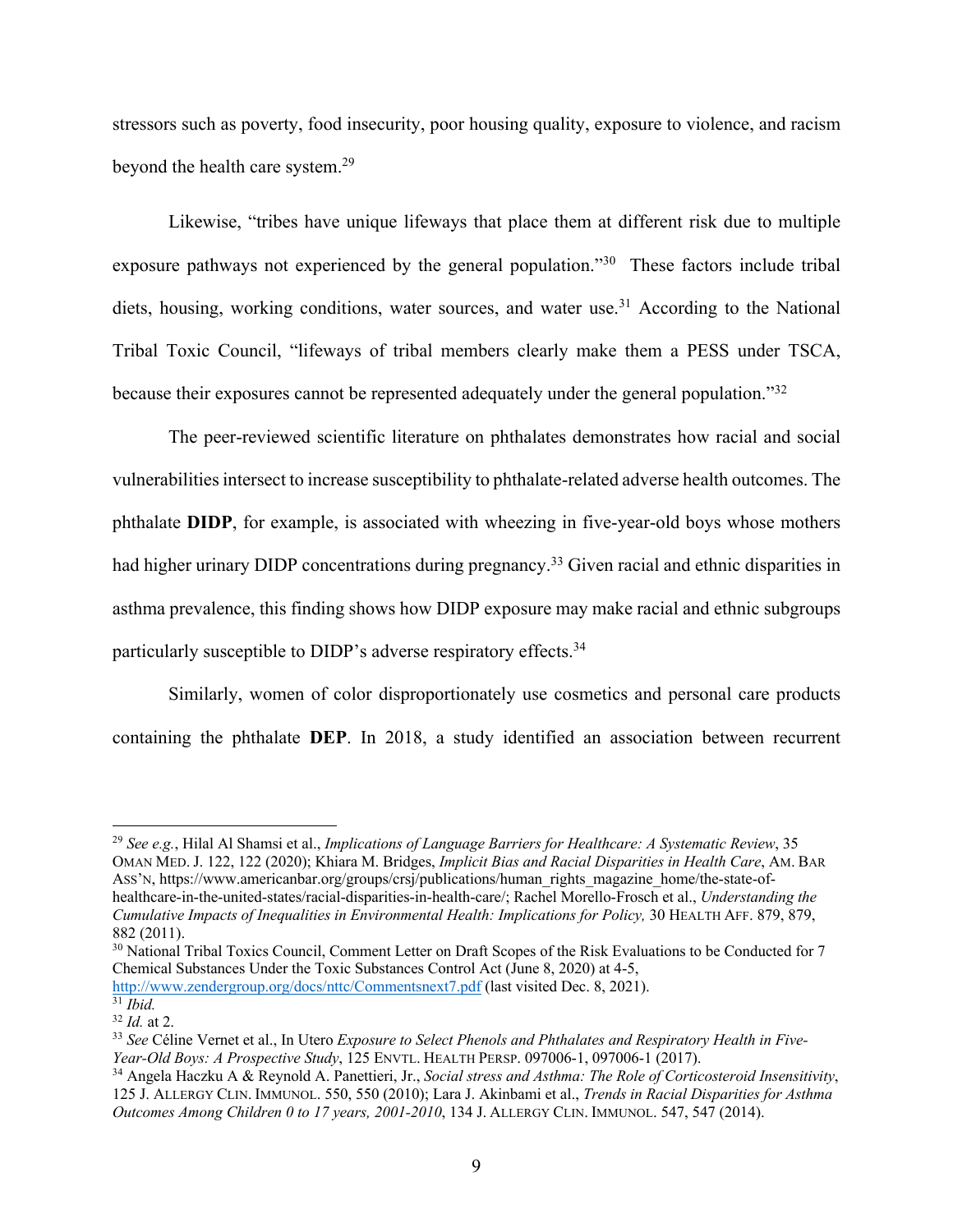stressors such as poverty, food insecurity, poor housing quality, exposure to violence, and racism beyond the health care system.[29]

Likewise, "tribes have unique lifeways that place them at different risk due to multiple exposure pathways not experienced by the general population."[30] These factors include tribal diets, housing, working conditions, water sources, and water use.[31] According to the National Tribal Toxic Council, "lifeways of tribal members clearly make them a PESS under TSCA, because their exposures cannot be represented adequately under the general population."[32]

The peer-reviewed scientific literature on phthalates demonstrates how racial and social vulnerabilities intersect to increase susceptibility to phthalate-related adverse health outcomes. The phthalate **DIDP**, for example, is associated with wheezing in five-year-old boys whose mothers had higher urinary DIDP concentrations during pregnancy.[33] Given racial and ethnic disparities in asthma prevalence, this finding shows how DIDP exposure may make racial and ethnic subgroups particularly susceptible to DIDP's adverse respiratory effects.[34]

Similarly, women of color disproportionately use cosmetics and personal care products containing the phthalate **DEP**. In 2018, a study identified an association between recurrent

---

[29] *See e.g.*, Hilal Al Shamsi et al., *Implications of Language Barriers for Healthcare: A Systematic Review*, 35 OMAN MED. J. 122, 122 (2020); Khiara M. Bridges, *Implicit Bias and Racial Disparities in Health Care*, AM. BAR ASS'N, https://www.americanbar.org/groups/crsj/publications/human_rights_magazine_home/the-state-of-healthcare-in-the-united-states/racial-disparities-in-health-care/; Rachel Morello-Frosch et al., *Understanding the Cumulative Impacts of Inequalities in Environmental Health: Implications for Policy,* 30 HEALTH AFF. 879, 879, 882 (2011).

[30] National Tribal Toxics Council, Comment Letter on Draft Scopes of the Risk Evaluations to be Conducted for 7 Chemical Substances Under the Toxic Substances Control Act (June 8, 2020) at 4-5, http://www.zendergroup.org/docs/nttc/Commentsnext7.pdf (last visited Dec. 8, 2021).

[31] *Ibid.*

[32] *Id.* at 2.

[33] *See* Céline Vernet et al., In Utero *Exposure to Select Phenols and Phthalates and Respiratory Health in Five-Year-Old Boys: A Prospective Study*, 125 ENVTL. HEALTH PERSP. 097006-1, 097006-1 (2017).

[34] Angela Haczku A & Reynold A. Panettieri, Jr., *Social stress and Asthma: The Role of Corticosteroid Insensitivity*, 125 J. ALLERGY CLIN. IMMUNOL. 550, 550 (2010); Lara J. Akinbami et al., *Trends in Racial Disparities for Asthma Outcomes Among Children 0 to 17 years, 2001-2010*, 134 J. ALLERGY CLIN. IMMUNOL. 547, 547 (2014).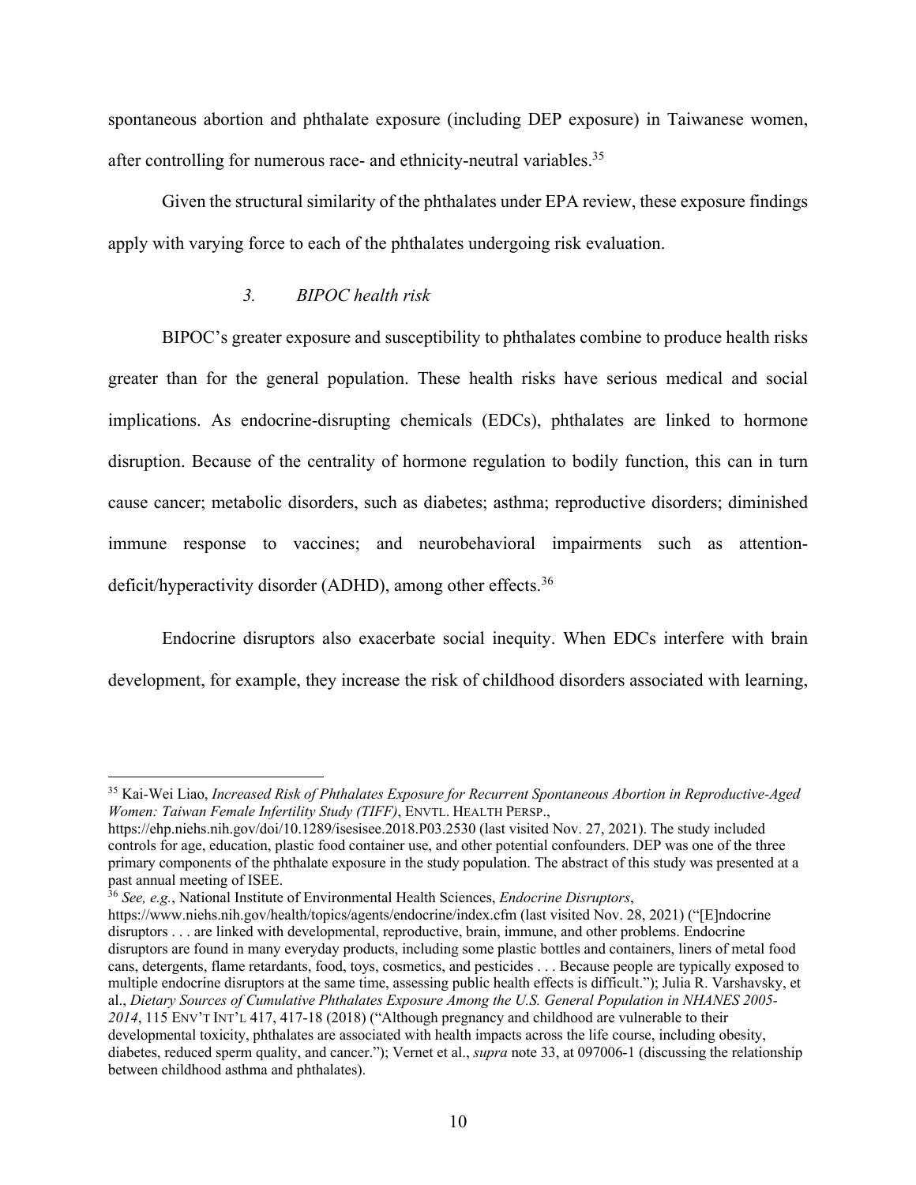spontaneous abortion and phthalate exposure (including DEP exposure) in Taiwanese women, after controlling for numerous race- and ethnicity-neutral variables.[35]

Given the structural similarity of the phthalates under EPA review, these exposure findings apply with varying force to each of the phthalates undergoing risk evaluation.

#### *3. BIPOC health risk*

BIPOC's greater exposure and susceptibility to phthalates combine to produce health risks greater than for the general population. These health risks have serious medical and social implications. As endocrine-disrupting chemicals (EDCs), phthalates are linked to hormone disruption. Because of the centrality of hormone regulation to bodily function, this can in turn cause cancer; metabolic disorders, such as diabetes; asthma; reproductive disorders; diminished immune response to vaccines; and neurobehavioral impairments such as attention-deficit/hyperactivity disorder (ADHD), among other effects.[36]

Endocrine disruptors also exacerbate social inequity. When EDCs interfere with brain development, for example, they increase the risk of childhood disorders associated with learning,

---

[35] Kai-Wei Liao, *Increased Risk of Phthalates Exposure for Recurrent Spontaneous Abortion in Reproductive-Aged Women: Taiwan Female Infertility Study (TIFF)*, ENVTL. HEALTH PERSP., https://ehp.niehs.nih.gov/doi/10.1289/isesisee.2018.P03.2530 (last visited Nov. 27, 2021). The study included controls for age, education, plastic food container use, and other potential confounders. DEP was one of the three primary components of the phthalate exposure in the study population. The abstract of this study was presented at a past annual meeting of ISEE.

[36] *See, e.g.*, National Institute of Environmental Health Sciences, *Endocrine Disruptors*, https://www.niehs.nih.gov/health/topics/agents/endocrine/index.cfm (last visited Nov. 28, 2021) ("[E]ndocrine disruptors . . . are linked with developmental, reproductive, brain, immune, and other problems. Endocrine disruptors are found in many everyday products, including some plastic bottles and containers, liners of metal food cans, detergents, flame retardants, food, toys, cosmetics, and pesticides . . . Because people are typically exposed to multiple endocrine disruptors at the same time, assessing public health effects is difficult."); Julia R. Varshavsky, et al., *Dietary Sources of Cumulative Phthalates Exposure Among the U.S. General Population in NHANES 2005-2014*, 115 ENV'T INT'L 417, 417-18 (2018) ("Although pregnancy and childhood are vulnerable to their developmental toxicity, phthalates are associated with health impacts across the life course, including obesity, diabetes, reduced sperm quality, and cancer."); Vernet et al., *supra* note 33, at 097006-1 (discussing the relationship between childhood asthma and phthalates).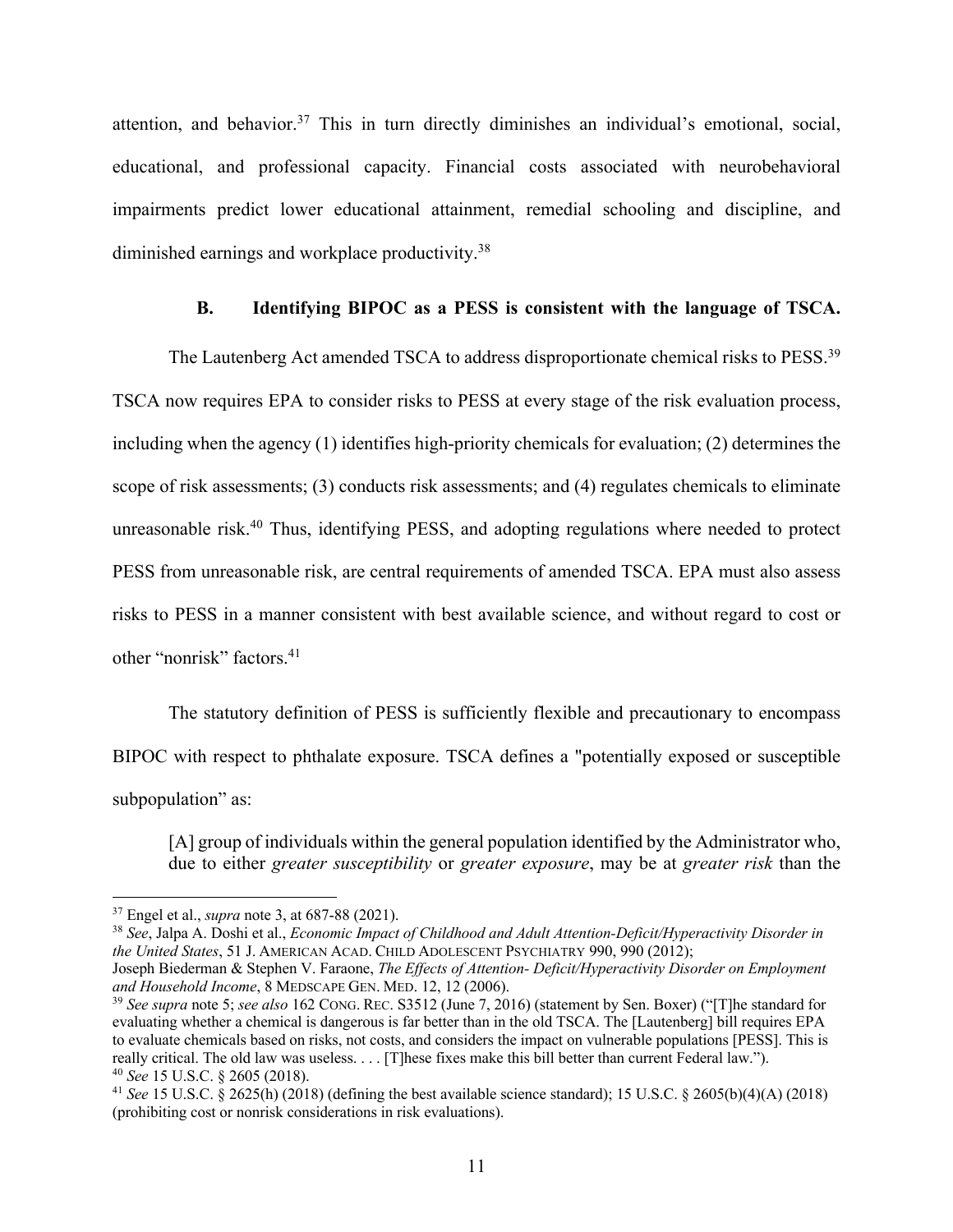attention, and behavior.[37] This in turn directly diminishes an individual's emotional, social, educational, and professional capacity. Financial costs associated with neurobehavioral impairments predict lower educational attainment, remedial schooling and discipline, and diminished earnings and workplace productivity.[38]

### B. Identifying BIPOC as a PESS is consistent with the language of TSCA.

The Lautenberg Act amended TSCA to address disproportionate chemical risks to PESS.[39] TSCA now requires EPA to consider risks to PESS at every stage of the risk evaluation process, including when the agency (1) identifies high-priority chemicals for evaluation; (2) determines the scope of risk assessments; (3) conducts risk assessments; and (4) regulates chemicals to eliminate unreasonable risk.[40] Thus, identifying PESS, and adopting regulations where needed to protect PESS from unreasonable risk, are central requirements of amended TSCA. EPA must also assess risks to PESS in a manner consistent with best available science, and without regard to cost or other "nonrisk" factors.[41]

The statutory definition of PESS is sufficiently flexible and precautionary to encompass BIPOC with respect to phthalate exposure. TSCA defines a "potentially exposed or susceptible subpopulation" as:

> [A] group of individuals within the general population identified by the Administrator who, due to either *greater susceptibility* or *greater exposure*, may be at *greater risk* than the

---

[37] Engel et al., *supra* note 3, at 687-88 (2021).

[38] *See*, Jalpa A. Doshi et al., *Economic Impact of Childhood and Adult Attention-Deficit/Hyperactivity Disorder in the United States*, 51 J. American Acad. Child Adolescent Psychiatry 990, 990 (2012); Joseph Biederman & Stephen V. Faraone, *The Effects of Attention- Deficit/Hyperactivity Disorder on Employment and Household Income*, 8 Medscape Gen. Med. 12, 12 (2006).

[39] *See supra* note 5; *see also* 162 Cong. Rec. S3512 (June 7, 2016) (statement by Sen. Boxer) ("[T]he standard for evaluating whether a chemical is dangerous is far better than in the old TSCA. The [Lautenberg] bill requires EPA to evaluate chemicals based on risks, not costs, and considers the impact on vulnerable populations [PESS]. This is really critical. The old law was useless. . . . [T]hese fixes make this bill better than current Federal law.").

[40] *See* 15 U.S.C. § 2605 (2018).

[41] *See* 15 U.S.C. § 2625(h) (2018) (defining the best available science standard); 15 U.S.C. § 2605(b)(4)(A) (2018) (prohibiting cost or nonrisk considerations in risk evaluations).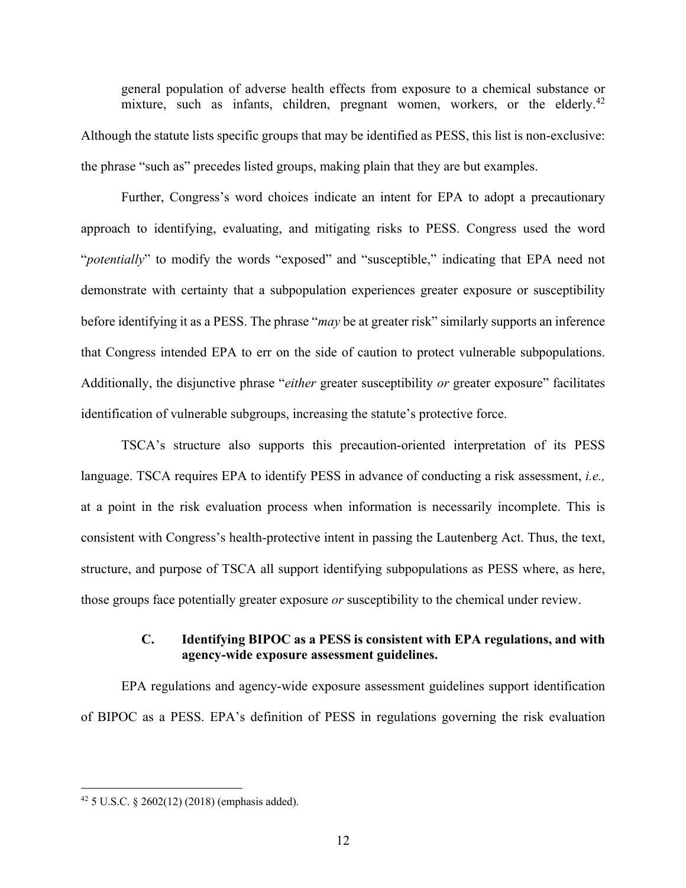> general population of adverse health effects from exposure to a chemical substance or mixture, such as infants, children, pregnant women, workers, or the elderly.[42]

Although the statute lists specific groups that may be identified as PESS, this list is non-exclusive: the phrase "such as" precedes listed groups, making plain that they are but examples.

Further, Congress's word choices indicate an intent for EPA to adopt a precautionary approach to identifying, evaluating, and mitigating risks to PESS. Congress used the word "*potentially*" to modify the words "exposed" and "susceptible," indicating that EPA need not demonstrate with certainty that a subpopulation experiences greater exposure or susceptibility before identifying it as a PESS. The phrase "*may* be at greater risk" similarly supports an inference that Congress intended EPA to err on the side of caution to protect vulnerable subpopulations. Additionally, the disjunctive phrase "*either* greater susceptibility *or* greater exposure" facilitates identification of vulnerable subgroups, increasing the statute's protective force.

TSCA's structure also supports this precaution-oriented interpretation of its PESS language. TSCA requires EPA to identify PESS in advance of conducting a risk assessment, *i.e.,* at a point in the risk evaluation process when information is necessarily incomplete. This is consistent with Congress's health-protective intent in passing the Lautenberg Act. Thus, the text, structure, and purpose of TSCA all support identifying subpopulations as PESS where, as here, those groups face potentially greater exposure *or* susceptibility to the chemical under review.

### C. Identifying BIPOC as a PESS is consistent with EPA regulations, and with agency-wide exposure assessment guidelines.

EPA regulations and agency-wide exposure assessment guidelines support identification of BIPOC as a PESS. EPA's definition of PESS in regulations governing the risk evaluation

---

[42] 5 U.S.C. § 2602(12) (2018) (emphasis added).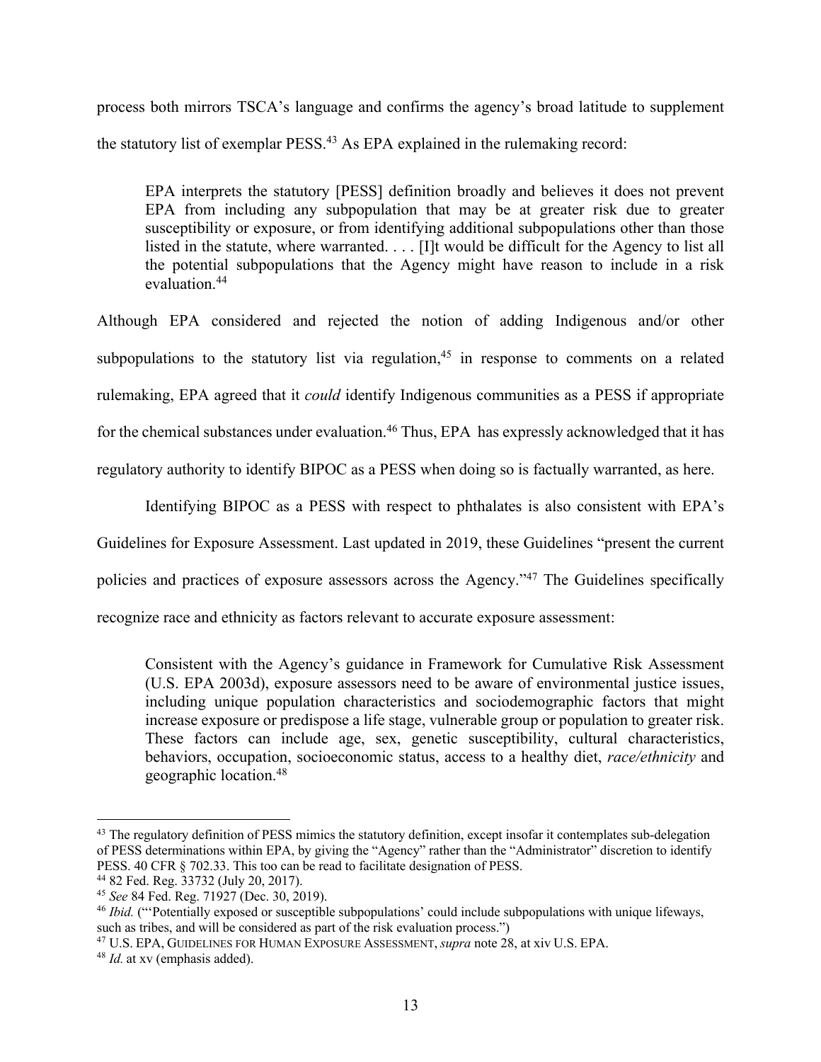process both mirrors TSCA's language and confirms the agency's broad latitude to supplement the statutory list of exemplar PESS.[43] As EPA explained in the rulemaking record:

> EPA interprets the statutory [PESS] definition broadly and believes it does not prevent EPA from including any subpopulation that may be at greater risk due to greater susceptibility or exposure, or from identifying additional subpopulations other than those listed in the statute, where warranted. . . . [I]t would be difficult for the Agency to list all the potential subpopulations that the Agency might have reason to include in a risk evaluation.[44]

Although EPA considered and rejected the notion of adding Indigenous and/or other subpopulations to the statutory list via regulation,[45] in response to comments on a related rulemaking, EPA agreed that it *could* identify Indigenous communities as a PESS if appropriate for the chemical substances under evaluation.[46] Thus, EPA has expressly acknowledged that it has regulatory authority to identify BIPOC as a PESS when doing so is factually warranted, as here.

Identifying BIPOC as a PESS with respect to phthalates is also consistent with EPA's Guidelines for Exposure Assessment. Last updated in 2019, these Guidelines "present the current policies and practices of exposure assessors across the Agency."[47] The Guidelines specifically recognize race and ethnicity as factors relevant to accurate exposure assessment:

> Consistent with the Agency's guidance in Framework for Cumulative Risk Assessment (U.S. EPA 2003d), exposure assessors need to be aware of environmental justice issues, including unique population characteristics and sociodemographic factors that might increase exposure or predispose a life stage, vulnerable group or population to greater risk. These factors can include age, sex, genetic susceptibility, cultural characteristics, behaviors, occupation, socioeconomic status, access to a healthy diet, *race/ethnicity* and geographic location.[48]

---

[43] The regulatory definition of PESS mimics the statutory definition, except insofar it contemplates sub-delegation of PESS determinations within EPA, by giving the "Agency" rather than the "Administrator" discretion to identify PESS. 40 CFR § 702.33. This too can be read to facilitate designation of PESS.

[44] 82 Fed. Reg. 33732 (July 20, 2017).

[45] *See* 84 Fed. Reg. 71927 (Dec. 30, 2019).

[46] *Ibid.* ("'Potentially exposed or susceptible subpopulations' could include subpopulations with unique lifeways, such as tribes, and will be considered as part of the risk evaluation process.")

[47] U.S. EPA, GUIDELINES FOR HUMAN EXPOSURE ASSESSMENT, *supra* note 28, at xiv U.S. EPA.

[48] *Id.* at xv (emphasis added).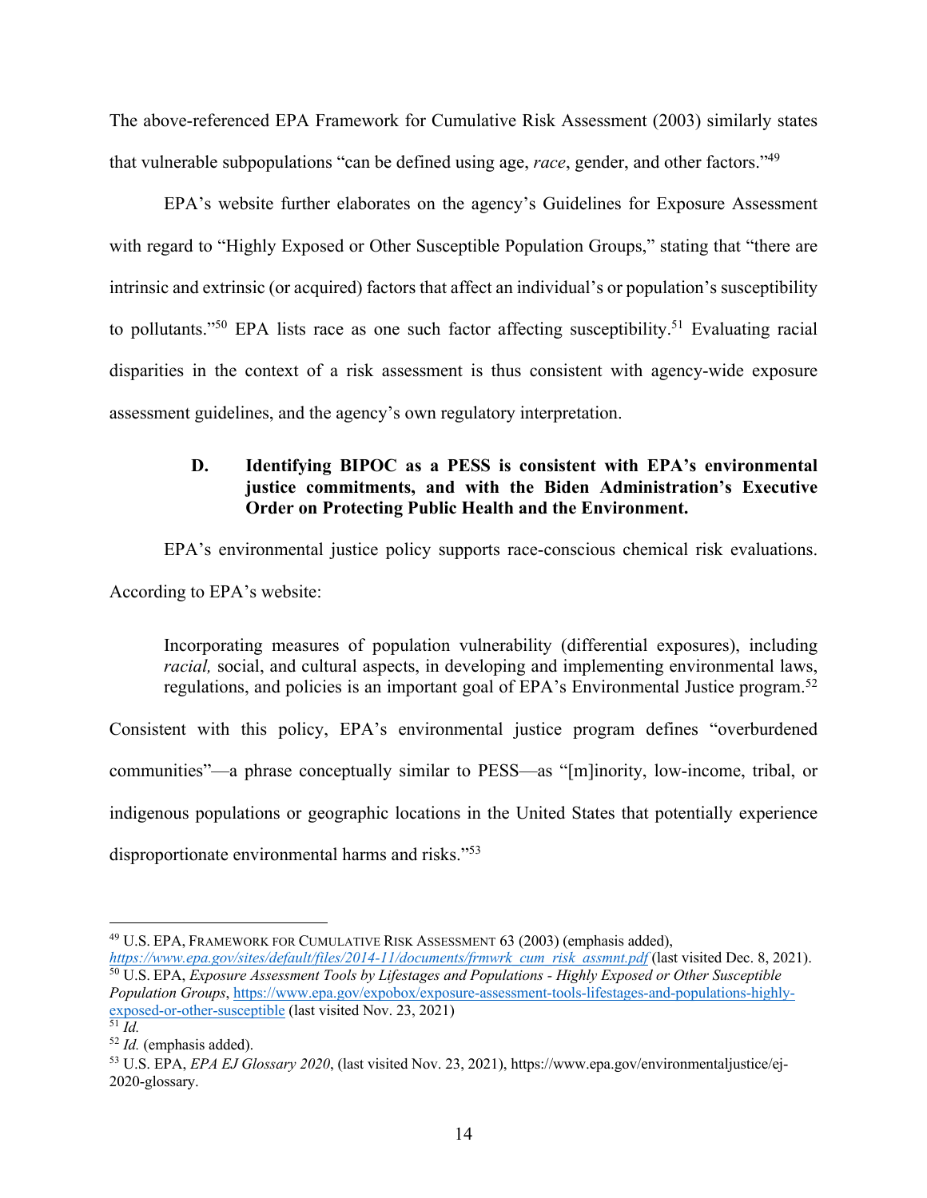The above-referenced EPA Framework for Cumulative Risk Assessment (2003) similarly states that vulnerable subpopulations "can be defined using age, *race*, gender, and other factors."[49]

EPA's website further elaborates on the agency's Guidelines for Exposure Assessment with regard to "Highly Exposed or Other Susceptible Population Groups," stating that "there are intrinsic and extrinsic (or acquired) factors that affect an individual's or population's susceptibility to pollutants."[50] EPA lists race as one such factor affecting susceptibility.[51] Evaluating racial disparities in the context of a risk assessment is thus consistent with agency-wide exposure assessment guidelines, and the agency's own regulatory interpretation.

### D. Identifying BIPOC as a PESS is consistent with EPA's environmental justice commitments, and with the Biden Administration's Executive Order on Protecting Public Health and the Environment.

EPA's environmental justice policy supports race-conscious chemical risk evaluations. According to EPA's website:

> Incorporating measures of population vulnerability (differential exposures), including *racial,* social, and cultural aspects, in developing and implementing environmental laws, regulations, and policies is an important goal of EPA's Environmental Justice program.[52]

Consistent with this policy, EPA's environmental justice program defines "overburdened communities"—a phrase conceptually similar to PESS—as "[m]inority, low-income, tribal, or indigenous populations or geographic locations in the United States that potentially experience disproportionate environmental harms and risks."[53]

---

[49] U.S. EPA, FRAMEWORK FOR CUMULATIVE RISK ASSESSMENT 63 (2003) (emphasis added), *https://www.epa.gov/sites/default/files/2014-11/documents/frmwrk_cum_risk_assmnt.pdf* (last visited Dec. 8, 2021).

[50] U.S. EPA, *Exposure Assessment Tools by Lifestages and Populations - Highly Exposed or Other Susceptible Population Groups*, https://www.epa.gov/expobox/exposure-assessment-tools-lifestages-and-populations-highly-exposed-or-other-susceptible (last visited Nov. 23, 2021)

[51] *Id.*

[52] *Id.* (emphasis added).

[53] U.S. EPA, *EPA EJ Glossary 2020*, (last visited Nov. 23, 2021), https://www.epa.gov/environmentaljustice/ej-2020-glossary.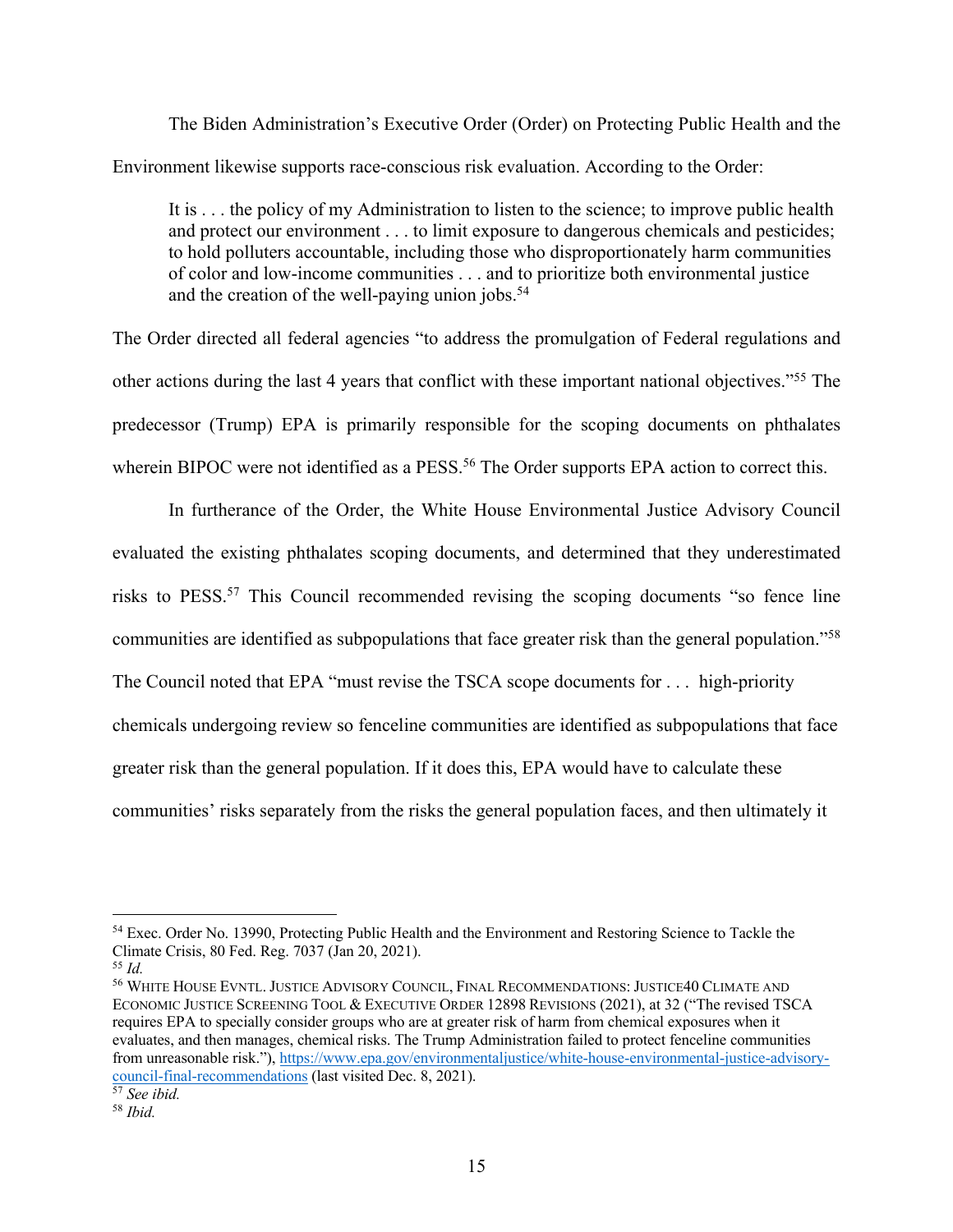The Biden Administration's Executive Order (Order) on Protecting Public Health and the Environment likewise supports race-conscious risk evaluation. According to the Order:

> It is . . . the policy of my Administration to listen to the science; to improve public health and protect our environment . . . to limit exposure to dangerous chemicals and pesticides; to hold polluters accountable, including those who disproportionately harm communities of color and low-income communities . . . and to prioritize both environmental justice and the creation of the well-paying union jobs.[54]

The Order directed all federal agencies "to address the promulgation of Federal regulations and other actions during the last 4 years that conflict with these important national objectives."[55] The predecessor (Trump) EPA is primarily responsible for the scoping documents on phthalates wherein BIPOC were not identified as a PESS.[56] The Order supports EPA action to correct this.

In furtherance of the Order, the White House Environmental Justice Advisory Council evaluated the existing phthalates scoping documents, and determined that they underestimated risks to PESS.[57] This Council recommended revising the scoping documents "so fence line communities are identified as subpopulations that face greater risk than the general population."[58] The Council noted that EPA "must revise the TSCA scope documents for . . . high-priority chemicals undergoing review so fenceline communities are identified as subpopulations that face greater risk than the general population. If it does this, EPA would have to calculate these communities' risks separately from the risks the general population faces, and then ultimately it

---

[54] Exec. Order No. 13990, Protecting Public Health and the Environment and Restoring Science to Tackle the Climate Crisis, 80 Fed. Reg. 7037 (Jan 20, 2021).

[55] *Id.*

[56] White House Evntl. Justice Advisory Council, Final Recommendations: Justice40 Climate and Economic Justice Screening Tool & Executive Order 12898 Revisions (2021), at 32 ("The revised TSCA requires EPA to specially consider groups who are at greater risk of harm from chemical exposures when it evaluates, and then manages, chemical risks. The Trump Administration failed to protect fenceline communities from unreasonable risk."), https://www.epa.gov/environmentaljustice/white-house-environmental-justice-advisory-council-final-recommendations (last visited Dec. 8, 2021).

[57] *See ibid.*

[58] *Ibid.*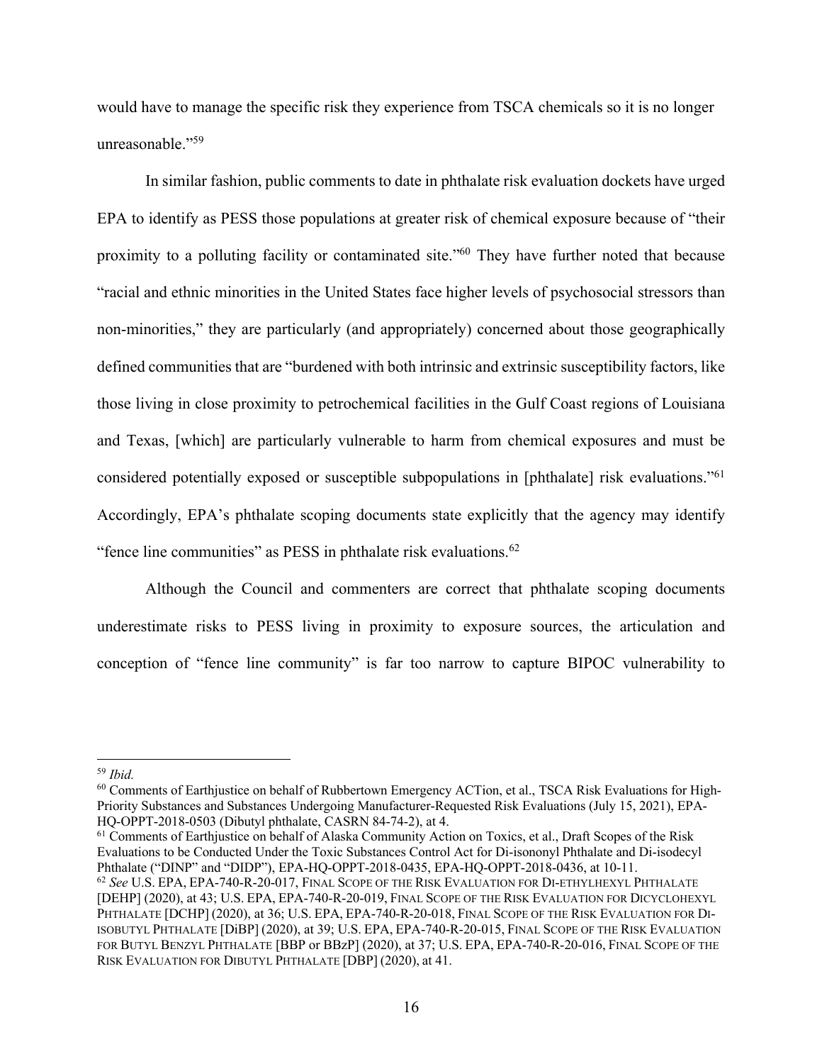would have to manage the specific risk they experience from TSCA chemicals so it is no longer unreasonable."[59]

In similar fashion, public comments to date in phthalate risk evaluation dockets have urged EPA to identify as PESS those populations at greater risk of chemical exposure because of "their proximity to a polluting facility or contaminated site."[60] They have further noted that because "racial and ethnic minorities in the United States face higher levels of psychosocial stressors than non-minorities," they are particularly (and appropriately) concerned about those geographically defined communities that are "burdened with both intrinsic and extrinsic susceptibility factors, like those living in close proximity to petrochemical facilities in the Gulf Coast regions of Louisiana and Texas, [which] are particularly vulnerable to harm from chemical exposures and must be considered potentially exposed or susceptible subpopulations in [phthalate] risk evaluations."[61] Accordingly, EPA's phthalate scoping documents state explicitly that the agency may identify "fence line communities" as PESS in phthalate risk evaluations.[62]

Although the Council and commenters are correct that phthalate scoping documents underestimate risks to PESS living in proximity to exposure sources, the articulation and conception of "fence line community" is far too narrow to capture BIPOC vulnerability to

---

[59] *Ibid.*

[60] Comments of Earthjustice on behalf of Rubbertown Emergency ACTion, et al., TSCA Risk Evaluations for High-Priority Substances and Substances Undergoing Manufacturer-Requested Risk Evaluations (July 15, 2021), EPA-HQ-OPPT-2018-0503 (Dibutyl phthalate, CASRN 84-74-2), at 4.

[61] Comments of Earthjustice on behalf of Alaska Community Action on Toxics, et al., Draft Scopes of the Risk Evaluations to be Conducted Under the Toxic Substances Control Act for Di-isononyl Phthalate and Di-isodecyl Phthalate ("DINP" and "DIDP"), EPA-HQ-OPPT-2018-0435, EPA-HQ-OPPT-2018-0436, at 10-11.

[62] *See* U.S. EPA, EPA-740-R-20-017, FINAL SCOPE OF THE RISK EVALUATION FOR DI-ETHYLHEXYL PHTHALATE [DEHP] (2020), at 43; U.S. EPA, EPA-740-R-20-019, FINAL SCOPE OF THE RISK EVALUATION FOR DICYCLOHEXYL PHTHALATE [DCHP] (2020), at 36; U.S. EPA, EPA-740-R-20-018, FINAL SCOPE OF THE RISK EVALUATION FOR DI-ISOBUTYL PHTHALATE [DiBP] (2020), at 39; U.S. EPA, EPA-740-R-20-015, FINAL SCOPE OF THE RISK EVALUATION FOR BUTYL BENZYL PHTHALATE [BBP or BBzP] (2020), at 37; U.S. EPA, EPA-740-R-20-016, FINAL SCOPE OF THE RISK EVALUATION FOR DIBUTYL PHTHALATE [DBP] (2020), at 41.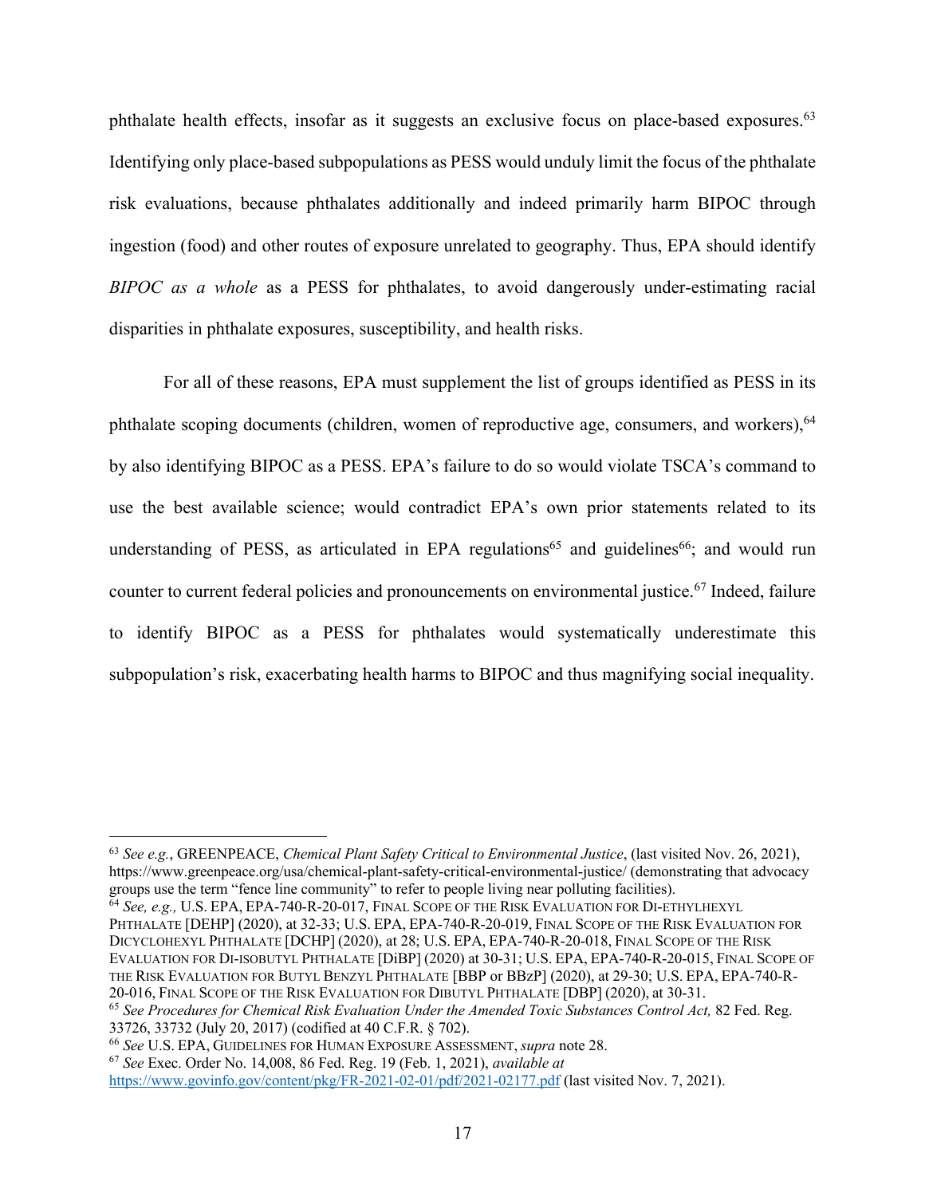phthalate health effects, insofar as it suggests an exclusive focus on place-based exposures.[63] Identifying only place-based subpopulations as PESS would unduly limit the focus of the phthalate risk evaluations, because phthalates additionally and indeed primarily harm BIPOC through ingestion (food) and other routes of exposure unrelated to geography. Thus, EPA should identify *BIPOC as a whole* as a PESS for phthalates, to avoid dangerously under-estimating racial disparities in phthalate exposures, susceptibility, and health risks.

For all of these reasons, EPA must supplement the list of groups identified as PESS in its phthalate scoping documents (children, women of reproductive age, consumers, and workers),[64] by also identifying BIPOC as a PESS. EPA's failure to do so would violate TSCA's command to use the best available science; would contradict EPA's own prior statements related to its understanding of PESS, as articulated in EPA regulations[65] and guidelines[66]; and would run counter to current federal policies and pronouncements on environmental justice.[67] Indeed, failure to identify BIPOC as a PESS for phthalates would systematically underestimate this subpopulation's risk, exacerbating health harms to BIPOC and thus magnifying social inequality.

---

[63] *See e.g.*, GREENPEACE, *Chemical Plant Safety Critical to Environmental Justice*, (last visited Nov. 26, 2021), https://www.greenpeace.org/usa/chemical-plant-safety-critical-environmental-justice/ (demonstrating that advocacy groups use the term "fence line community" to refer to people living near polluting facilities).

[64] *See, e.g.,* U.S. EPA, EPA-740-R-20-017, FINAL SCOPE OF THE RISK EVALUATION FOR DI-ETHYLHEXYL PHTHALATE [DEHP] (2020), at 32-33; U.S. EPA, EPA-740-R-20-019, FINAL SCOPE OF THE RISK EVALUATION FOR DICYCLOHEXYL PHTHALATE [DCHP] (2020), at 28; U.S. EPA, EPA-740-R-20-018, FINAL SCOPE OF THE RISK EVALUATION FOR DI-ISOBUTYL PHTHALATE [DiBP] (2020) at 30-31; U.S. EPA, EPA-740-R-20-015, FINAL SCOPE OF THE RISK EVALUATION FOR BUTYL BENZYL PHTHALATE [BBP or BBzP] (2020), at 29-30; U.S. EPA, EPA-740-R-20-016, FINAL SCOPE OF THE RISK EVALUATION FOR DIBUTYL PHTHALATE [DBP] (2020), at 30-31.

[65] *See Procedures for Chemical Risk Evaluation Under the Amended Toxic Substances Control Act,* 82 Fed. Reg. 33726, 33732 (July 20, 2017) (codified at 40 C.F.R. § 702).

[66] *See* U.S. EPA, GUIDELINES FOR HUMAN EXPOSURE ASSESSMENT, *supra* note 28.

[67] *See* Exec. Order No. 14,008, 86 Fed. Reg. 19 (Feb. 1, 2021), *available at* https://www.govinfo.gov/content/pkg/FR-2021-02-01/pdf/2021-02177.pdf (last visited Nov. 7, 2021).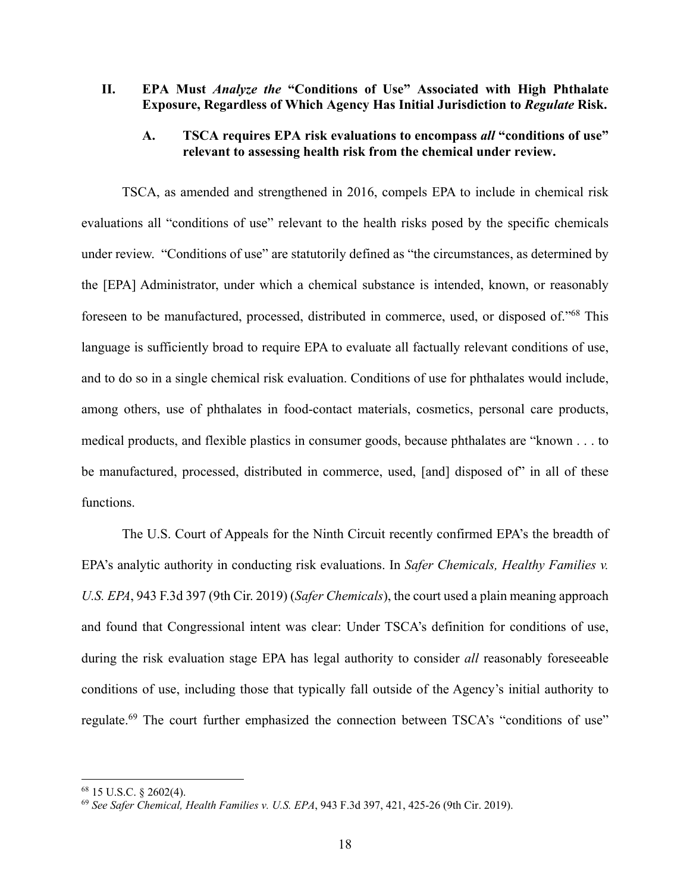## II. EPA Must *Analyze the* "Conditions of Use" Associated with High Phthalate Exposure, Regardless of Which Agency Has Initial Jurisdiction to *Regulate* Risk.

### A. TSCA requires EPA risk evaluations to encompass *all* "conditions of use" relevant to assessing health risk from the chemical under review.

TSCA, as amended and strengthened in 2016, compels EPA to include in chemical risk evaluations all "conditions of use" relevant to the health risks posed by the specific chemicals under review. "Conditions of use" are statutorily defined as "the circumstances, as determined by the [EPA] Administrator, under which a chemical substance is intended, known, or reasonably foreseen to be manufactured, processed, distributed in commerce, used, or disposed of."[68] This language is sufficiently broad to require EPA to evaluate all factually relevant conditions of use, and to do so in a single chemical risk evaluation. Conditions of use for phthalates would include, among others, use of phthalates in food-contact materials, cosmetics, personal care products, medical products, and flexible plastics in consumer goods, because phthalates are "known . . . to be manufactured, processed, distributed in commerce, used, [and] disposed of" in all of these functions.

The U.S. Court of Appeals for the Ninth Circuit recently confirmed EPA's the breadth of EPA's analytic authority in conducting risk evaluations. In *Safer Chemicals, Healthy Families v. U.S. EPA*, 943 F.3d 397 (9th Cir. 2019) (*Safer Chemicals*), the court used a plain meaning approach and found that Congressional intent was clear: Under TSCA's definition for conditions of use, during the risk evaluation stage EPA has legal authority to consider *all* reasonably foreseeable conditions of use, including those that typically fall outside of the Agency's initial authority to regulate.[69] The court further emphasized the connection between TSCA's "conditions of use"

---

[68] 15 U.S.C. § 2602(4).

[69] *See Safer Chemical, Health Families v. U.S. EPA*, 943 F.3d 397, 421, 425-26 (9th Cir. 2019).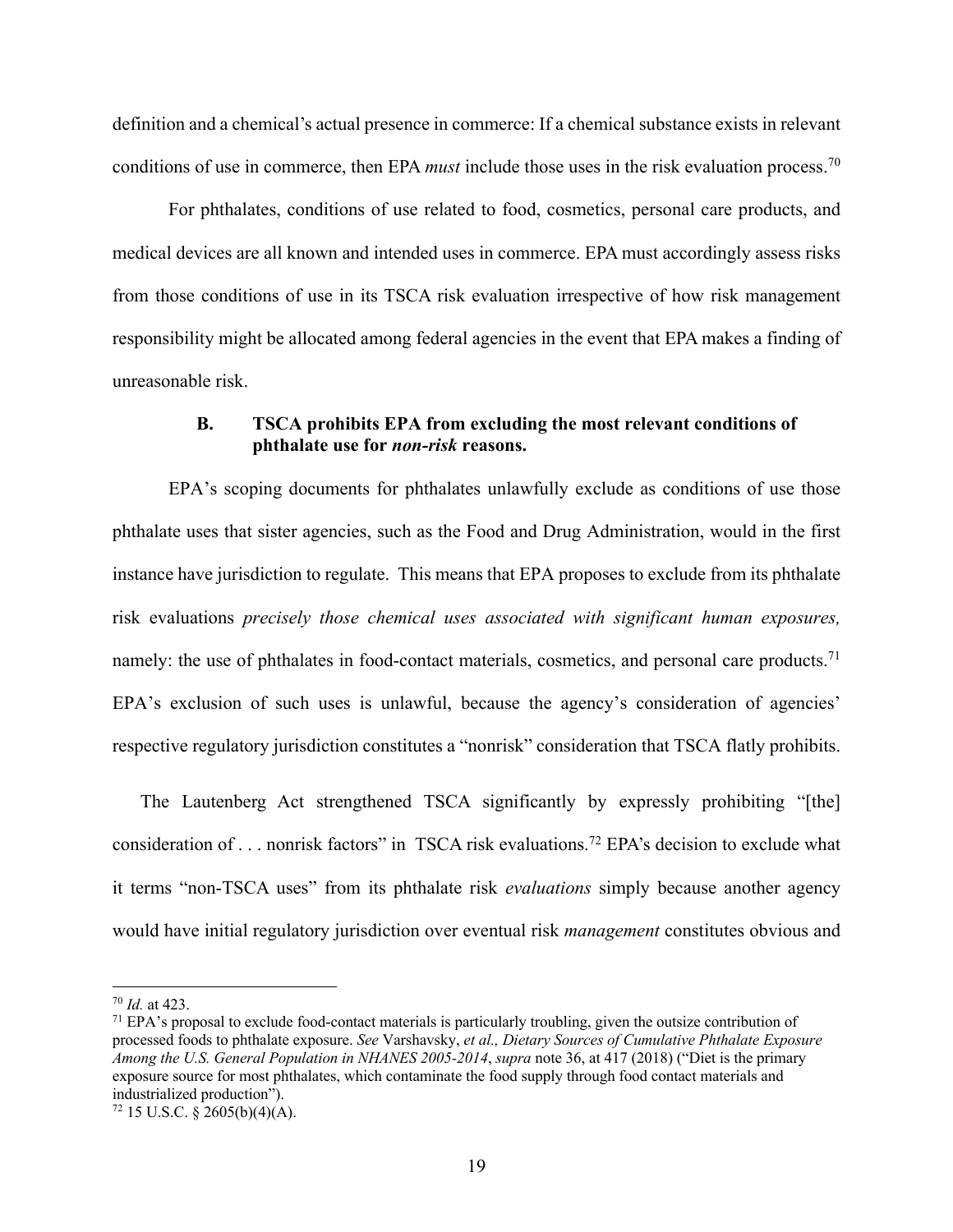definition and a chemical's actual presence in commerce: If a chemical substance exists in relevant conditions of use in commerce, then EPA *must* include those uses in the risk evaluation process.[70]

For phthalates, conditions of use related to food, cosmetics, personal care products, and medical devices are all known and intended uses in commerce. EPA must accordingly assess risks from those conditions of use in its TSCA risk evaluation irrespective of how risk management responsibility might be allocated among federal agencies in the event that EPA makes a finding of unreasonable risk.

### B. TSCA prohibits EPA from excluding the most relevant conditions of phthalate use for ***non-risk*** reasons.

EPA's scoping documents for phthalates unlawfully exclude as conditions of use those phthalate uses that sister agencies, such as the Food and Drug Administration, would in the first instance have jurisdiction to regulate. This means that EPA proposes to exclude from its phthalate risk evaluations *precisely those chemical uses associated with significant human exposures,* namely: the use of phthalates in food-contact materials, cosmetics, and personal care products.[71] EPA's exclusion of such uses is unlawful, because the agency's consideration of agencies' respective regulatory jurisdiction constitutes a "nonrisk" consideration that TSCA flatly prohibits.

The Lautenberg Act strengthened TSCA significantly by expressly prohibiting "[the] consideration of . . . nonrisk factors" in TSCA risk evaluations.[72] EPA's decision to exclude what it terms "non-TSCA uses" from its phthalate risk *evaluations* simply because another agency would have initial regulatory jurisdiction over eventual risk *management* constitutes obvious and

---

[70] *Id.* at 423.

[71] EPA's proposal to exclude food-contact materials is particularly troubling, given the outsize contribution of processed foods to phthalate exposure. *See* Varshavsky, *et al., Dietary Sources of Cumulative Phthalate Exposure Among the U.S. General Population in NHANES 2005-2014*, *supra* note 36, at 417 (2018) ("Diet is the primary exposure source for most phthalates, which contaminate the food supply through food contact materials and industrialized production").

[72] 15 U.S.C. § 2605(b)(4)(A).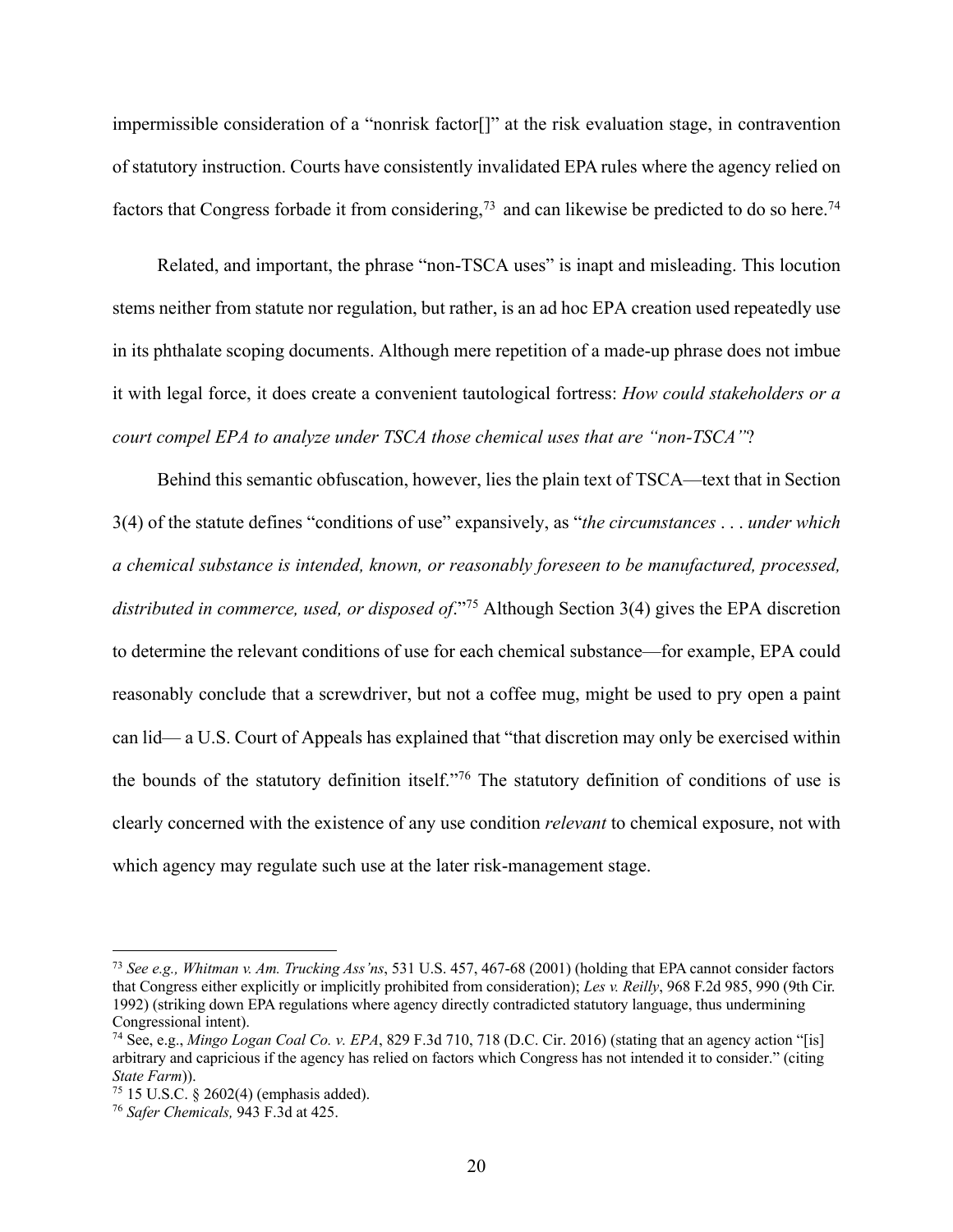impermissible consideration of a "nonrisk factor[]" at the risk evaluation stage, in contravention of statutory instruction. Courts have consistently invalidated EPA rules where the agency relied on factors that Congress forbade it from considering,[73] and can likewise be predicted to do so here.[74]

Related, and important, the phrase "non-TSCA uses" is inapt and misleading. This locution stems neither from statute nor regulation, but rather, is an ad hoc EPA creation used repeatedly use in its phthalate scoping documents. Although mere repetition of a made-up phrase does not imbue it with legal force, it does create a convenient tautological fortress: *How could stakeholders or a court compel EPA to analyze under TSCA those chemical uses that are "non-TSCA"*?

Behind this semantic obfuscation, however, lies the plain text of TSCA—text that in Section 3(4) of the statute defines "conditions of use" expansively, as "*the circumstances . . . under which a chemical substance is intended, known, or reasonably foreseen to be manufactured, processed, distributed in commerce, used, or disposed of*."[75] Although Section 3(4) gives the EPA discretion to determine the relevant conditions of use for each chemical substance—for example, EPA could reasonably conclude that a screwdriver, but not a coffee mug, might be used to pry open a paint can lid— a U.S. Court of Appeals has explained that "that discretion may only be exercised within the bounds of the statutory definition itself."[76] The statutory definition of conditions of use is clearly concerned with the existence of any use condition *relevant* to chemical exposure, not with which agency may regulate such use at the later risk-management stage.

---

[73] *See e.g., Whitman v. Am. Trucking Ass'ns*, 531 U.S. 457, 467-68 (2001) (holding that EPA cannot consider factors that Congress either explicitly or implicitly prohibited from consideration); *Les v. Reilly*, 968 F.2d 985, 990 (9th Cir. 1992) (striking down EPA regulations where agency directly contradicted statutory language, thus undermining Congressional intent).

[74] See, e.g., *Mingo Logan Coal Co. v. EPA*, 829 F.3d 710, 718 (D.C. Cir. 2016) (stating that an agency action "[is] arbitrary and capricious if the agency has relied on factors which Congress has not intended it to consider." (citing *State Farm*)).

[75] 15 U.S.C. § 2602(4) (emphasis added).

[76] *Safer Chemicals,* 943 F.3d at 425.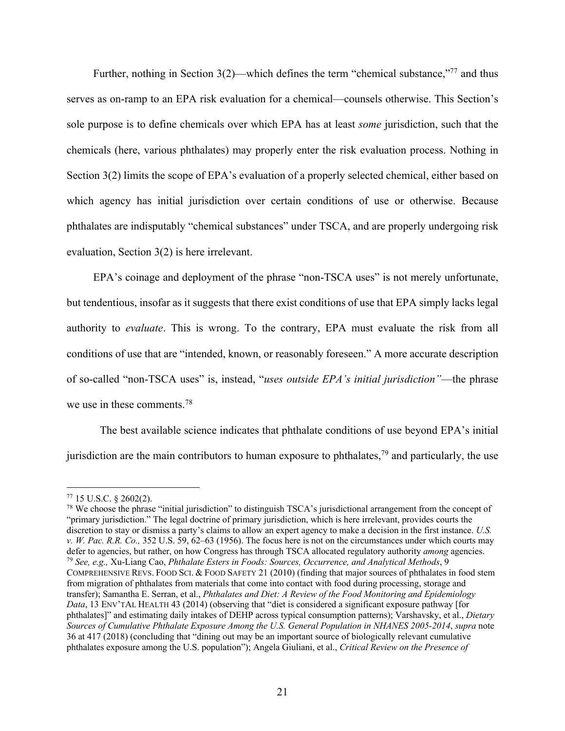Further, nothing in Section 3(2)—which defines the term "chemical substance,"[77] and thus serves as on-ramp to an EPA risk evaluation for a chemical—counsels otherwise. This Section's sole purpose is to define chemicals over which EPA has at least *some* jurisdiction, such that the chemicals (here, various phthalates) may properly enter the risk evaluation process. Nothing in Section 3(2) limits the scope of EPA's evaluation of a properly selected chemical, either based on which agency has initial jurisdiction over certain conditions of use or otherwise. Because phthalates are indisputably "chemical substances" under TSCA, and are properly undergoing risk evaluation, Section 3(2) is here irrelevant.

EPA's coinage and deployment of the phrase "non-TSCA uses" is not merely unfortunate, but tendentious, insofar as it suggests that there exist conditions of use that EPA simply lacks legal authority to *evaluate*. This is wrong. To the contrary, EPA must evaluate the risk from all conditions of use that are "intended, known, or reasonably foreseen." A more accurate description of so-called "non-TSCA uses" is, instead, "*uses outside EPA's initial jurisdiction"*—the phrase we use in these comments.[78]

The best available science indicates that phthalate conditions of use beyond EPA's initial jurisdiction are the main contributors to human exposure to phthalates,[79] and particularly, the use

---

[77] 15 U.S.C. § 2602(2).

[78] We choose the phrase "initial jurisdiction" to distinguish TSCA's jurisdictional arrangement from the concept of "primary jurisdiction." The legal doctrine of primary jurisdiction, which is here irrelevant, provides courts the discretion to stay or dismiss a party's claims to allow an expert agency to make a decision in the first instance. *U.S. v. W. Pac. R.R. Co.,* 352 U.S. 59, 62–63 (1956). The focus here is not on the circumstances under which courts may defer to agencies, but rather, on how Congress has through TSCA allocated regulatory authority *among* agencies.

[79] *See, e.g.,* Xu-Liang Cao, *Phthalate Esters in Foods: Sources, Occurrence, and Analytical Methods*, 9 COMPREHENSIVE REVS. FOOD SCI. & FOOD SAFETY 21 (2010) (finding that major sources of phthalates in food stem from migration of phthalates from materials that come into contact with food during processing, storage and transfer); Samantha E. Serran, et al., *Phthalates and Diet: A Review of the Food Monitoring and Epidemiology Data*, 13 ENV'TAL HEALTH 43 (2014) (observing that "diet is considered a significant exposure pathway [for phthalates]" and estimating daily intakes of DEHP across typical consumption patterns); Varshavsky, et al., *Dietary Sources of Cumulative Phthalate Exposure Among the U.S. General Population in NHANES 2005-2014*, *supra* note 36 at 417 (2018) (concluding that "dining out may be an important source of biologically relevant cumulative phthalates exposure among the U.S. population"); Angela Giuliani, et al., *Critical Review on the Presence of*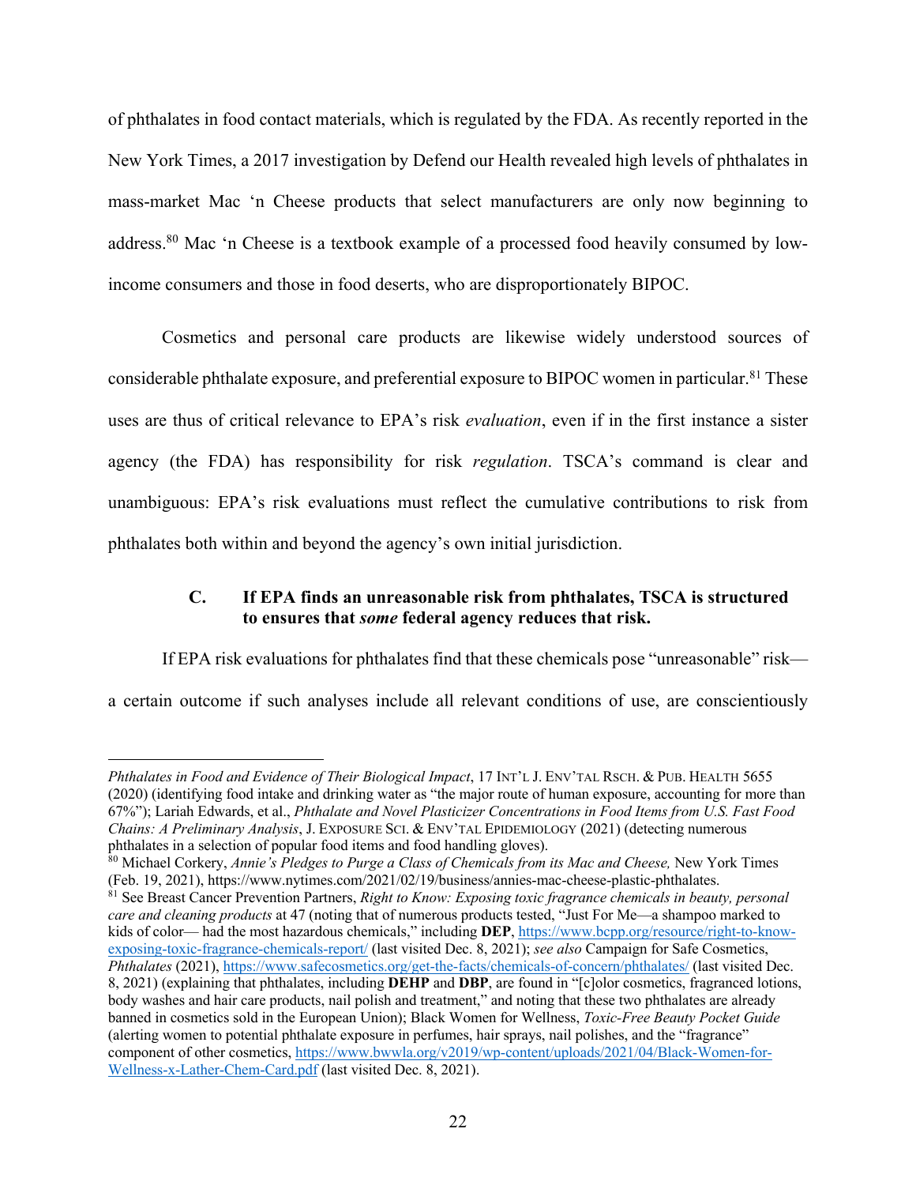of phthalates in food contact materials, which is regulated by the FDA. As recently reported in the New York Times, a 2017 investigation by Defend our Health revealed high levels of phthalates in mass-market Mac 'n Cheese products that select manufacturers are only now beginning to address.[80] Mac 'n Cheese is a textbook example of a processed food heavily consumed by low-income consumers and those in food deserts, who are disproportionately BIPOC.

Cosmetics and personal care products are likewise widely understood sources of considerable phthalate exposure, and preferential exposure to BIPOC women in particular.[81] These uses are thus of critical relevance to EPA's risk *evaluation*, even if in the first instance a sister agency (the FDA) has responsibility for risk *regulation*. TSCA's command is clear and unambiguous: EPA's risk evaluations must reflect the cumulative contributions to risk from phthalates both within and beyond the agency's own initial jurisdiction.

### C. If EPA finds an unreasonable risk from phthalates, TSCA is structured to ensures that *some* federal agency reduces that risk.

If EPA risk evaluations for phthalates find that these chemicals pose "unreasonable" risk—a certain outcome if such analyses include all relevant conditions of use, are conscientiously

---

*Phthalates in Food and Evidence of Their Biological Impact*, 17 INT'L J. ENV'TAL RSCH. & PUB. HEALTH 5655 (2020) (identifying food intake and drinking water as "the major route of human exposure, accounting for more than 67%"); Lariah Edwards, et al., *Phthalate and Novel Plasticizer Concentrations in Food Items from U.S. Fast Food Chains: A Preliminary Analysis*, J. EXPOSURE SCI. & ENV'TAL EPIDEMIOLOGY (2021) (detecting numerous phthalates in a selection of popular food items and food handling gloves).

[80] Michael Corkery, *Annie's Pledges to Purge a Class of Chemicals from its Mac and Cheese,* New York Times (Feb. 19, 2021), https://www.nytimes.com/2021/02/19/business/annies-mac-cheese-plastic-phthalates.

[81] See Breast Cancer Prevention Partners, *Right to Know: Exposing toxic fragrance chemicals in beauty, personal care and cleaning products* at 47 (noting that of numerous products tested, "Just For Me—a shampoo marked to kids of color— had the most hazardous chemicals," including **DEP**, https://www.bcpp.org/resource/right-to-know-exposing-toxic-fragrance-chemicals-report/ (last visited Dec. 8, 2021); *see also* Campaign for Safe Cosmetics, *Phthalates* (2021), https://www.safecosmetics.org/get-the-facts/chemicals-of-concern/phthalates/ (last visited Dec. 8, 2021) (explaining that phthalates, including **DEHP** and **DBP**, are found in "[c]olor cosmetics, fragranced lotions, body washes and hair care products, nail polish and treatment," and noting that these two phthalates are already banned in cosmetics sold in the European Union); Black Women for Wellness, *Toxic-Free Beauty Pocket Guide* (alerting women to potential phthalate exposure in perfumes, hair sprays, nail polishes, and the "fragrance" component of other cosmetics, https://www.bwwla.org/v2019/wp-content/uploads/2021/04/Black-Women-for-Wellness-x-Lather-Chem-Card.pdf (last visited Dec. 8, 2021).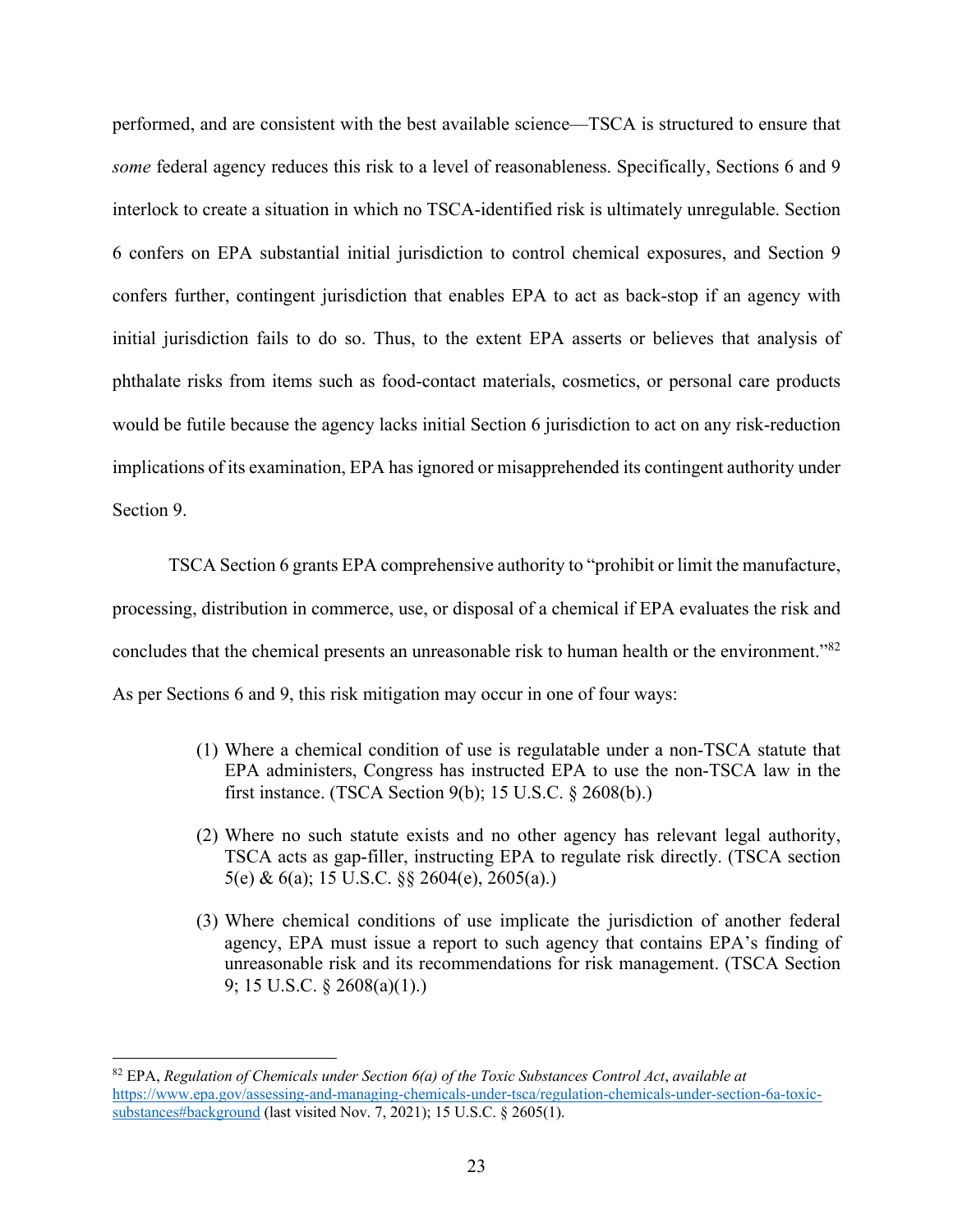performed, and are consistent with the best available science—TSCA is structured to ensure that *some* federal agency reduces this risk to a level of reasonableness. Specifically, Sections 6 and 9 interlock to create a situation in which no TSCA-identified risk is ultimately unregulable. Section 6 confers on EPA substantial initial jurisdiction to control chemical exposures, and Section 9 confers further, contingent jurisdiction that enables EPA to act as back-stop if an agency with initial jurisdiction fails to do so. Thus, to the extent EPA asserts or believes that analysis of phthalate risks from items such as food-contact materials, cosmetics, or personal care products would be futile because the agency lacks initial Section 6 jurisdiction to act on any risk-reduction implications of its examination, EPA has ignored or misapprehended its contingent authority under Section 9.

TSCA Section 6 grants EPA comprehensive authority to "prohibit or limit the manufacture, processing, distribution in commerce, use, or disposal of a chemical if EPA evaluates the risk and concludes that the chemical presents an unreasonable risk to human health or the environment."[82] As per Sections 6 and 9, this risk mitigation may occur in one of four ways:

> (1) Where a chemical condition of use is regulatable under a non-TSCA statute that EPA administers, Congress has instructed EPA to use the non-TSCA law in the first instance. (TSCA Section 9(b); 15 U.S.C. § 2608(b).)
>
> (2) Where no such statute exists and no other agency has relevant legal authority, TSCA acts as gap-filler, instructing EPA to regulate risk directly. (TSCA section 5(e) & 6(a); 15 U.S.C. §§ 2604(e), 2605(a).)
>
> (3) Where chemical conditions of use implicate the jurisdiction of another federal agency, EPA must issue a report to such agency that contains EPA's finding of unreasonable risk and its recommendations for risk management. (TSCA Section 9; 15 U.S.C. § 2608(a)(1).)

---

[82] EPA, *Regulation of Chemicals under Section 6(a) of the Toxic Substances Control Act*, *available at* https://www.epa.gov/assessing-and-managing-chemicals-under-tsca/regulation-chemicals-under-section-6a-toxic-substances#background (last visited Nov. 7, 2021); 15 U.S.C. § 2605(1).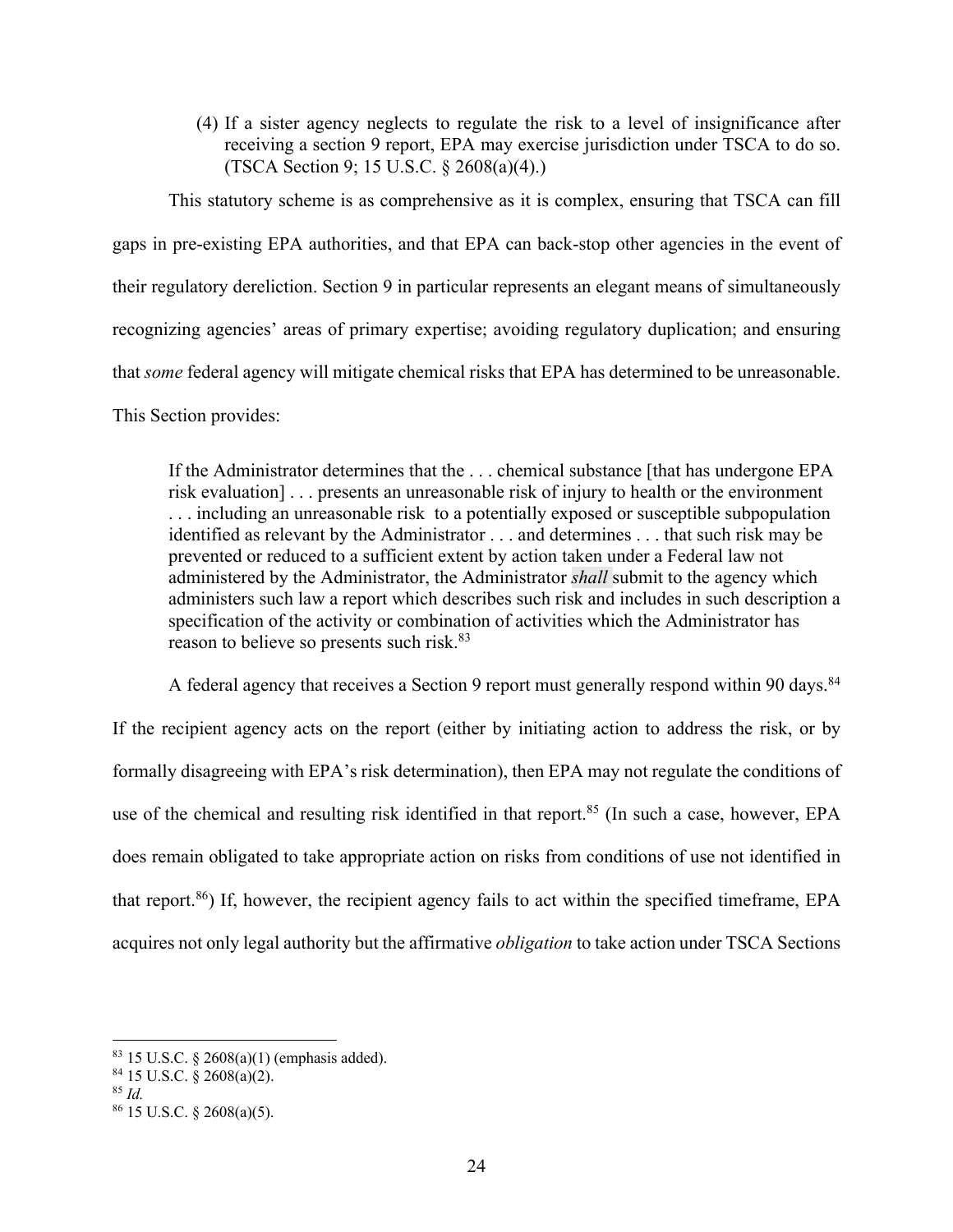(4) If a sister agency neglects to regulate the risk to a level of insignificance after receiving a section 9 report, EPA may exercise jurisdiction under TSCA to do so. (TSCA Section 9; 15 U.S.C. § 2608(a)(4).)

This statutory scheme is as comprehensive as it is complex, ensuring that TSCA can fill gaps in pre-existing EPA authorities, and that EPA can back-stop other agencies in the event of their regulatory dereliction. Section 9 in particular represents an elegant means of simultaneously recognizing agencies' areas of primary expertise; avoiding regulatory duplication; and ensuring that *some* federal agency will mitigate chemical risks that EPA has determined to be unreasonable. This Section provides:

> If the Administrator determines that the . . . chemical substance [that has undergone EPA risk evaluation] . . . presents an unreasonable risk of injury to health or the environment . . . including an unreasonable risk to a potentially exposed or susceptible subpopulation identified as relevant by the Administrator . . . and determines . . . that such risk may be prevented or reduced to a sufficient extent by action taken under a Federal law not administered by the Administrator, the Administrator ***shall*** submit to the agency which administers such law a report which describes such risk and includes in such description a specification of the activity or combination of activities which the Administrator has reason to believe so presents such risk.[83]

A federal agency that receives a Section 9 report must generally respond within 90 days.[84] If the recipient agency acts on the report (either by initiating action to address the risk, or by formally disagreeing with EPA's risk determination), then EPA may not regulate the conditions of use of the chemical and resulting risk identified in that report.[85] (In such a case, however, EPA does remain obligated to take appropriate action on risks from conditions of use not identified in that report.[86]) If, however, the recipient agency fails to act within the specified timeframe, EPA acquires not only legal authority but the affirmative *obligation* to take action under TSCA Sections

---

[83] 15 U.S.C. § 2608(a)(1) (emphasis added).

[84] 15 U.S.C. § 2608(a)(2).

[85] *Id.*

[86] 15 U.S.C. § 2608(a)(5).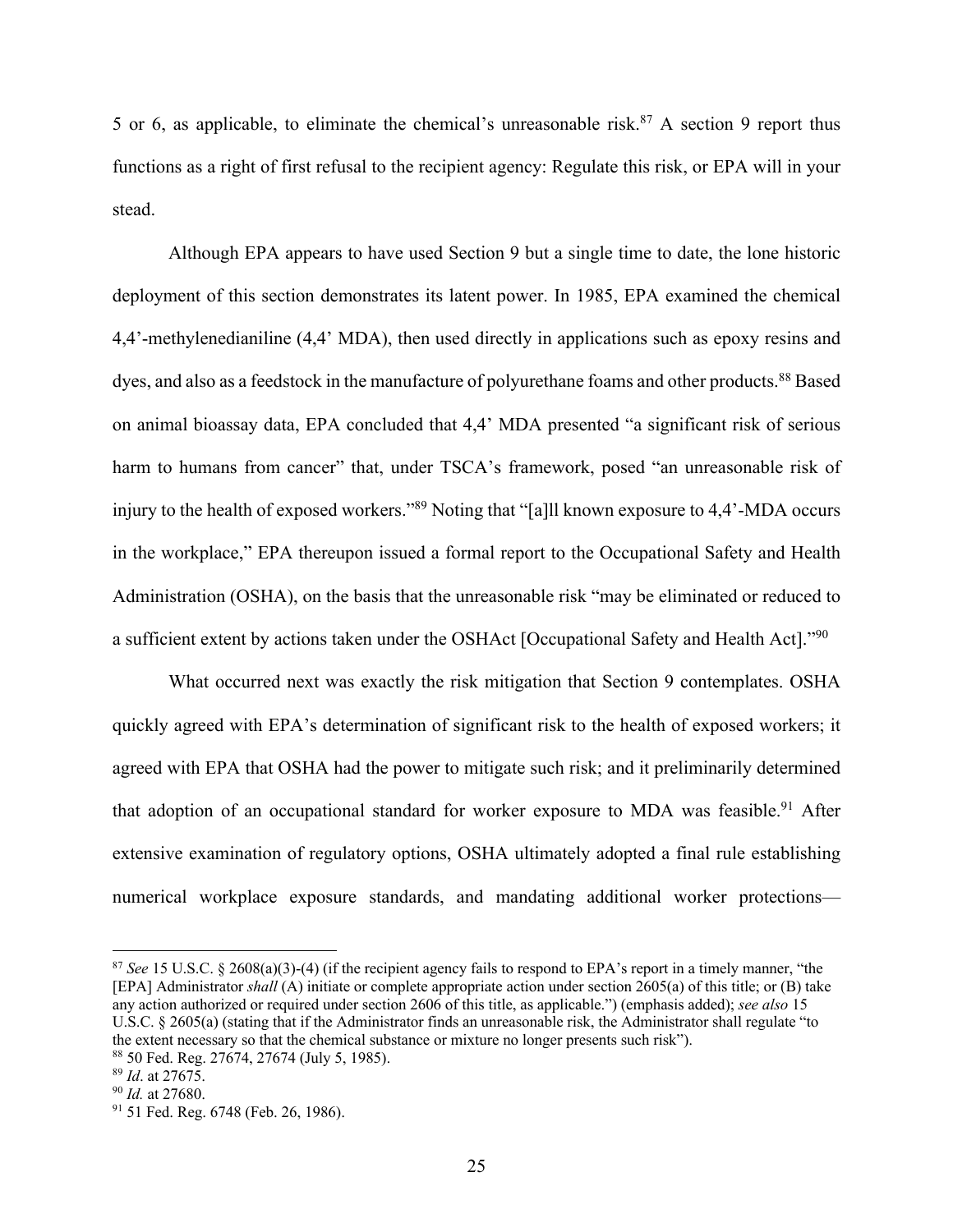5 or 6, as applicable, to eliminate the chemical's unreasonable risk.[87] A section 9 report thus functions as a right of first refusal to the recipient agency: Regulate this risk, or EPA will in your stead.

Although EPA appears to have used Section 9 but a single time to date, the lone historic deployment of this section demonstrates its latent power. In 1985, EPA examined the chemical 4,4'-methylenedianiline (4,4' MDA), then used directly in applications such as epoxy resins and dyes, and also as a feedstock in the manufacture of polyurethane foams and other products.[88] Based on animal bioassay data, EPA concluded that 4,4' MDA presented "a significant risk of serious harm to humans from cancer" that, under TSCA's framework, posed "an unreasonable risk of injury to the health of exposed workers."[89] Noting that "[a]ll known exposure to 4,4'-MDA occurs in the workplace," EPA thereupon issued a formal report to the Occupational Safety and Health Administration (OSHA), on the basis that the unreasonable risk "may be eliminated or reduced to a sufficient extent by actions taken under the OSHAct [Occupational Safety and Health Act]."[90]

What occurred next was exactly the risk mitigation that Section 9 contemplates. OSHA quickly agreed with EPA's determination of significant risk to the health of exposed workers; it agreed with EPA that OSHA had the power to mitigate such risk; and it preliminarily determined that adoption of an occupational standard for worker exposure to MDA was feasible.[91] After extensive examination of regulatory options, OSHA ultimately adopted a final rule establishing numerical workplace exposure standards, and mandating additional worker protections—

---

[87] *See* 15 U.S.C. § 2608(a)(3)-(4) (if the recipient agency fails to respond to EPA's report in a timely manner, "the [EPA] Administrator *shall* (A) initiate or complete appropriate action under section 2605(a) of this title; or (B) take any action authorized or required under section 2606 of this title, as applicable.") (emphasis added); *see also* 15 U.S.C. § 2605(a) (stating that if the Administrator finds an unreasonable risk, the Administrator shall regulate "to the extent necessary so that the chemical substance or mixture no longer presents such risk").

[88] 50 Fed. Reg. 27674, 27674 (July 5, 1985).

[89] *Id*. at 27675.

[90] *Id.* at 27680.

[91] 51 Fed. Reg. 6748 (Feb. 26, 1986).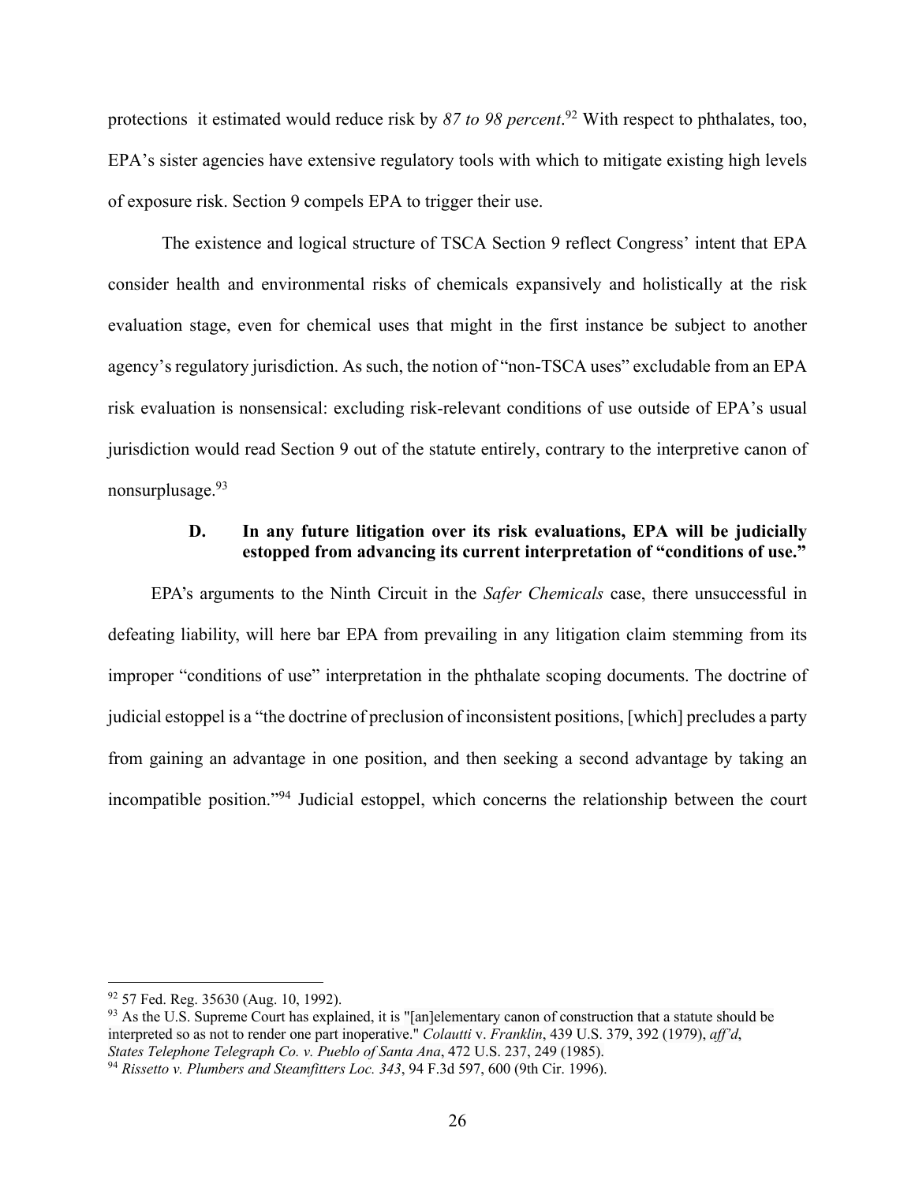protections it estimated would reduce risk by *87 to 98 percent*.[92] With respect to phthalates, too, EPA's sister agencies have extensive regulatory tools with which to mitigate existing high levels of exposure risk. Section 9 compels EPA to trigger their use.

The existence and logical structure of TSCA Section 9 reflect Congress' intent that EPA consider health and environmental risks of chemicals expansively and holistically at the risk evaluation stage, even for chemical uses that might in the first instance be subject to another agency's regulatory jurisdiction. As such, the notion of "non-TSCA uses" excludable from an EPA risk evaluation is nonsensical: excluding risk-relevant conditions of use outside of EPA's usual jurisdiction would read Section 9 out of the statute entirely, contrary to the interpretive canon of nonsurplusage.[93]

### D. In any future litigation over its risk evaluations, EPA will be judicially estopped from advancing its current interpretation of "conditions of use."

EPA's arguments to the Ninth Circuit in the *Safer Chemicals* case, there unsuccessful in defeating liability, will here bar EPA from prevailing in any litigation claim stemming from its improper "conditions of use" interpretation in the phthalate scoping documents. The doctrine of judicial estoppel is a "the doctrine of preclusion of inconsistent positions, [which] precludes a party from gaining an advantage in one position, and then seeking a second advantage by taking an incompatible position."[94] Judicial estoppel, which concerns the relationship between the court

---

[92] 57 Fed. Reg. 35630 (Aug. 10, 1992).

[93] As the U.S. Supreme Court has explained, it is "[an]elementary canon of construction that a statute should be interpreted so as not to render one part inoperative." *Colautti* v. *Franklin*, 439 U.S. 379, 392 (1979), *aff'd*, *States Telephone Telegraph Co. v. Pueblo of Santa Ana*, 472 U.S. 237, 249 (1985).

[94] *Rissetto v. Plumbers and Steamfitters Loc. 343*, 94 F.3d 597, 600 (9th Cir. 1996).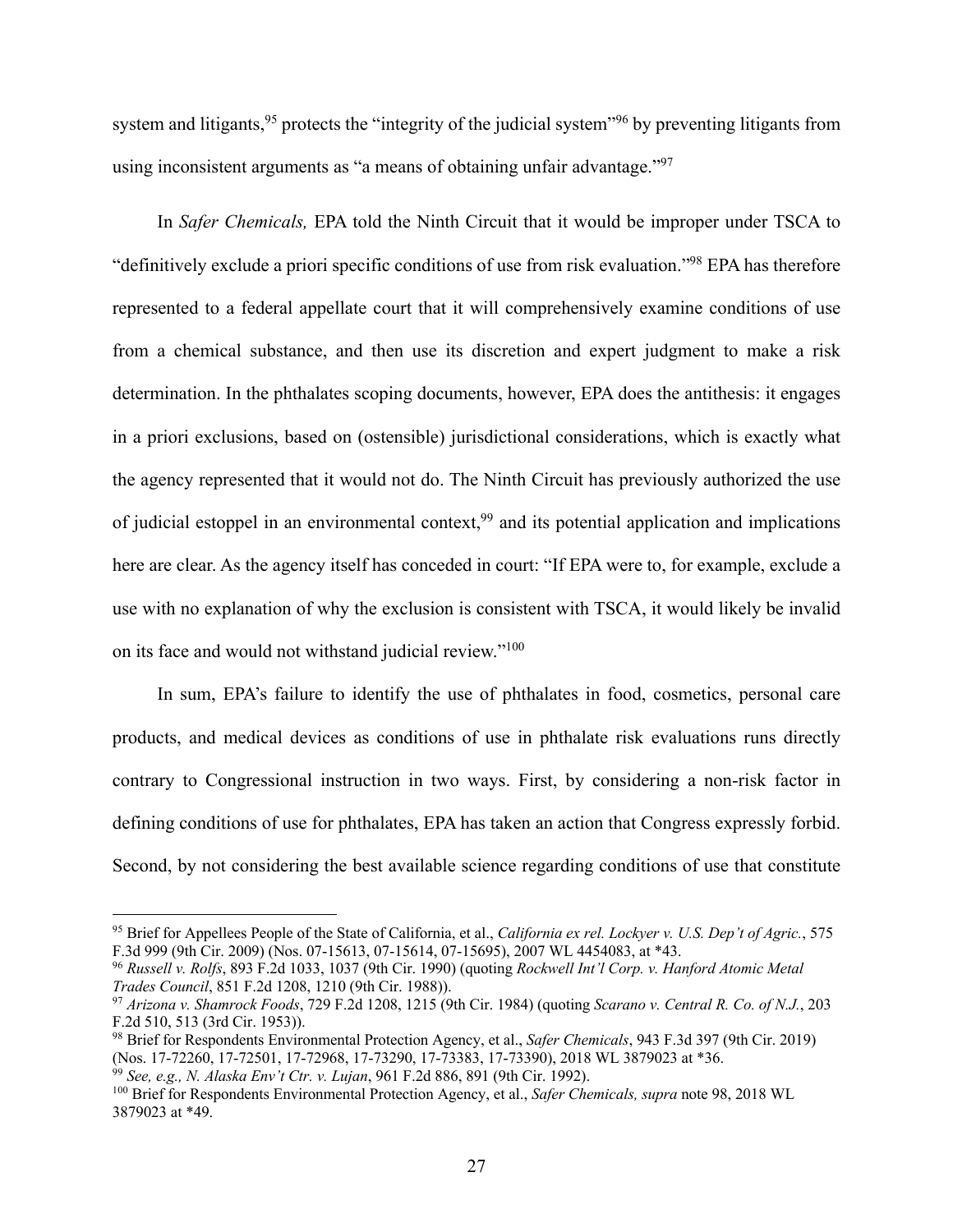system and litigants,[95] protects the "integrity of the judicial system"[96] by preventing litigants from using inconsistent arguments as "a means of obtaining unfair advantage."[97]

In *Safer Chemicals,* EPA told the Ninth Circuit that it would be improper under TSCA to "definitively exclude a priori specific conditions of use from risk evaluation."[98] EPA has therefore represented to a federal appellate court that it will comprehensively examine conditions of use from a chemical substance, and then use its discretion and expert judgment to make a risk determination. In the phthalates scoping documents, however, EPA does the antithesis: it engages in a priori exclusions, based on (ostensible) jurisdictional considerations, which is exactly what the agency represented that it would not do. The Ninth Circuit has previously authorized the use of judicial estoppel in an environmental context,[99] and its potential application and implications here are clear. As the agency itself has conceded in court: "If EPA were to, for example, exclude a use with no explanation of why the exclusion is consistent with TSCA, it would likely be invalid on its face and would not withstand judicial review."[100]

In sum, EPA's failure to identify the use of phthalates in food, cosmetics, personal care products, and medical devices as conditions of use in phthalate risk evaluations runs directly contrary to Congressional instruction in two ways. First, by considering a non-risk factor in defining conditions of use for phthalates, EPA has taken an action that Congress expressly forbid. Second, by not considering the best available science regarding conditions of use that constitute

---

[95] Brief for Appellees People of the State of California, et al., *California ex rel. Lockyer v. U.S. Dep't of Agric.*, 575 F.3d 999 (9th Cir. 2009) (Nos. 07-15613, 07-15614, 07-15695), 2007 WL 4454083, at *43.

[96] *Russell v. Rolfs*, 893 F.2d 1033, 1037 (9th Cir. 1990) (quoting *Rockwell Int'l Corp. v. Hanford Atomic Metal Trades Council*, 851 F.2d 1208, 1210 (9th Cir. 1988)).

[97] *Arizona v. Shamrock Foods*, 729 F.2d 1208, 1215 (9th Cir. 1984) (quoting *Scarano v. Central R. Co. of N.J.*, 203 F.2d 510, 513 (3rd Cir. 1953)).

[98] Brief for Respondents Environmental Protection Agency, et al., *Safer Chemicals*, 943 F.3d 397 (9th Cir. 2019) (Nos. 17-72260, 17-72501, 17-72968, 17-73290, 17-73383, 17-73390), 2018 WL 3879023 at *36.

[99] *See, e.g., N. Alaska Env't Ctr. v. Lujan*, 961 F.2d 886, 891 (9th Cir. 1992).

[100] Brief for Respondents Environmental Protection Agency, et al., *Safer Chemicals, supra* note 98, 2018 WL 3879023 at *49.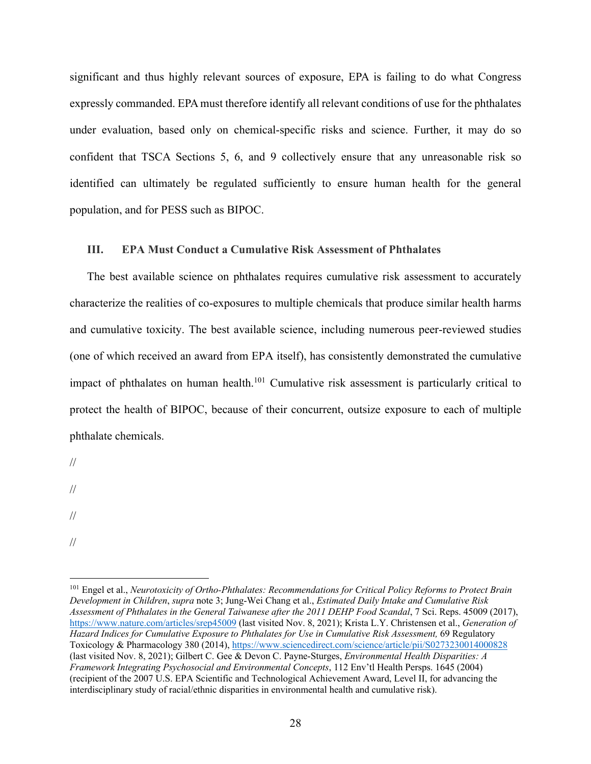significant and thus highly relevant sources of exposure, EPA is failing to do what Congress expressly commanded. EPA must therefore identify all relevant conditions of use for the phthalates under evaluation, based only on chemical-specific risks and science. Further, it may do so confident that TSCA Sections 5, 6, and 9 collectively ensure that any unreasonable risk so identified can ultimately be regulated sufficiently to ensure human health for the general population, and for PESS such as BIPOC.

## III. EPA Must Conduct a Cumulative Risk Assessment of Phthalates

The best available science on phthalates requires cumulative risk assessment to accurately characterize the realities of co-exposures to multiple chemicals that produce similar health harms and cumulative toxicity. The best available science, including numerous peer-reviewed studies (one of which received an award from EPA itself), has consistently demonstrated the cumulative impact of phthalates on human health.[101] Cumulative risk assessment is particularly critical to protect the health of BIPOC, because of their concurrent, outsize exposure to each of multiple phthalate chemicals.

//

//

//

//

---

[101] Engel et al., *Neurotoxicity of Ortho-Phthalates: Recommendations for Critical Policy Reforms to Protect Brain Development in Children*, *supra* note 3; Jung-Wei Chang et al., *Estimated Daily Intake and Cumulative Risk Assessment of Phthalates in the General Taiwanese after the 2011 DEHP Food Scandal*, 7 Sci. Reps. 45009 (2017), https://www.nature.com/articles/srep45009 (last visited Nov. 8, 2021); Krista L.Y. Christensen et al., *Generation of Hazard Indices for Cumulative Exposure to Phthalates for Use in Cumulative Risk Assessment,* 69 Regulatory Toxicology & Pharmacology 380 (2014), https://www.sciencedirect.com/science/article/pii/S0273230014000828 (last visited Nov. 8, 2021); Gilbert C. Gee & Devon C. Payne-Sturges, *Environmental Health Disparities: A Framework Integrating Psychosocial and Environmental Concepts*, 112 Env'tl Health Persps. 1645 (2004) (recipient of the 2007 U.S. EPA Scientific and Technological Achievement Award, Level II, for advancing the interdisciplinary study of racial/ethnic disparities in environmental health and cumulative risk).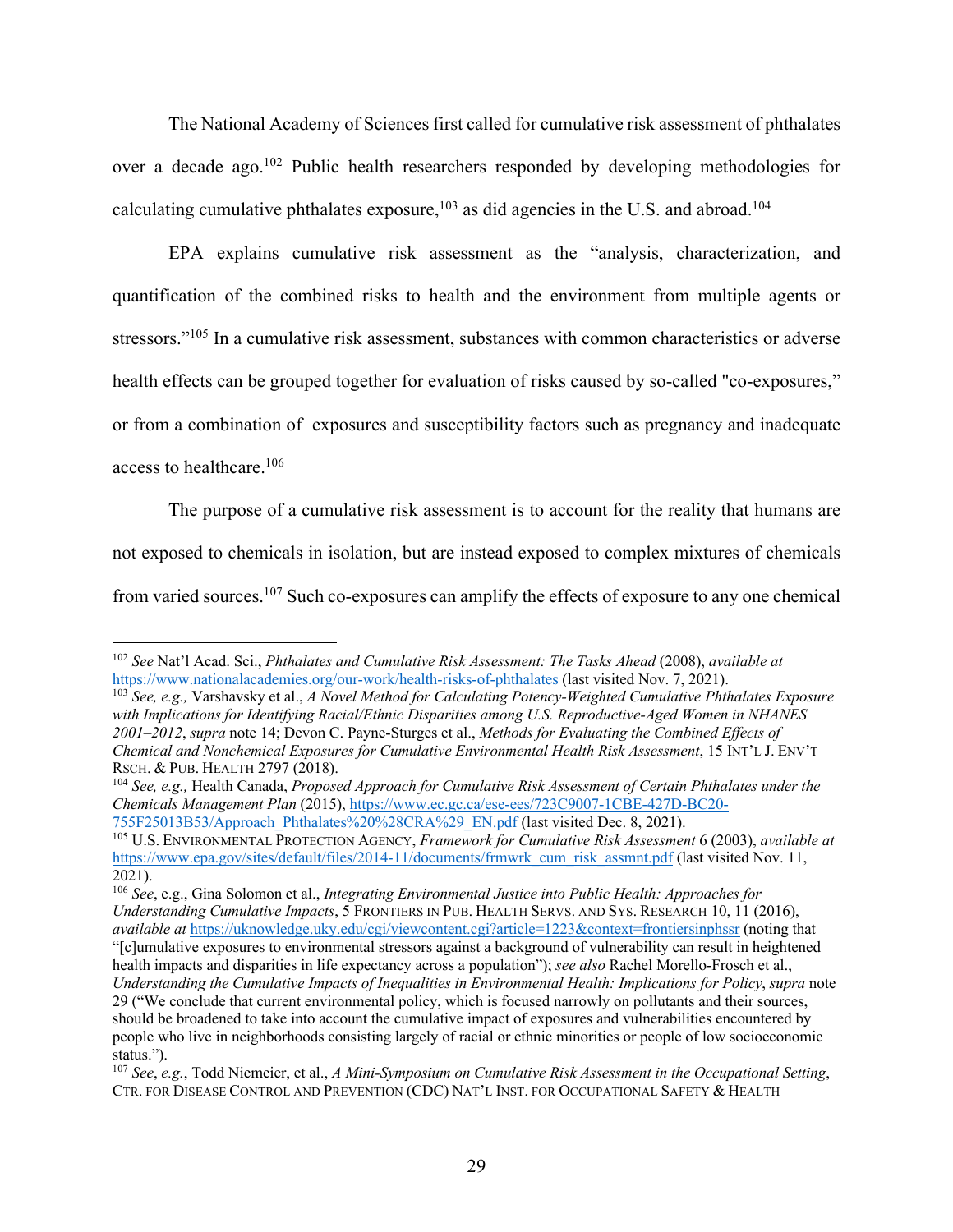The National Academy of Sciences first called for cumulative risk assessment of phthalates over a decade ago.[102] Public health researchers responded by developing methodologies for calculating cumulative phthalates exposure,[103] as did agencies in the U.S. and abroad.[104]

EPA explains cumulative risk assessment as the "analysis, characterization, and quantification of the combined risks to health and the environment from multiple agents or stressors."[105] In a cumulative risk assessment, substances with common characteristics or adverse health effects can be grouped together for evaluation of risks caused by so-called "co-exposures," or from a combination of exposures and susceptibility factors such as pregnancy and inadequate access to healthcare.[106]

The purpose of a cumulative risk assessment is to account for the reality that humans are not exposed to chemicals in isolation, but are instead exposed to complex mixtures of chemicals from varied sources.[107] Such co-exposures can amplify the effects of exposure to any one chemical

---

[102] *See* Nat'l Acad. Sci., *Phthalates and Cumulative Risk Assessment: The Tasks Ahead* (2008), *available at* https://www.nationalacademies.org/our-work/health-risks-of-phthalates (last visited Nov. 7, 2021).

[103] *See, e.g.,* Varshavsky et al., *A Novel Method for Calculating Potency-Weighted Cumulative Phthalates Exposure with Implications for Identifying Racial/Ethnic Disparities among U.S. Reproductive-Aged Women in NHANES 2001–2012*, *supra* note 14; Devon C. Payne-Sturges et al., *Methods for Evaluating the Combined Effects of Chemical and Nonchemical Exposures for Cumulative Environmental Health Risk Assessment*, 15 INT'L J. ENV'T RSCH. & PUB. HEALTH 2797 (2018).

[104] *See, e.g.,* Health Canada, *Proposed Approach for Cumulative Risk Assessment of Certain Phthalates under the Chemicals Management Plan* (2015), https://www.ec.gc.ca/ese-ees/723C9007-1CBE-427D-BC20-755F25013B53/Approach_Phthalates%20%28CRA%29_EN.pdf (last visited Dec. 8, 2021).

[105] U.S. ENVIRONMENTAL PROTECTION AGENCY, *Framework for Cumulative Risk Assessment* 6 (2003), *available at* https://www.epa.gov/sites/default/files/2014-11/documents/frmwrk_cum_risk_assmnt.pdf (last visited Nov. 11, 2021).

[106] *See*, e.g., Gina Solomon et al., *Integrating Environmental Justice into Public Health: Approaches for Understanding Cumulative Impacts*, 5 FRONTIERS IN PUB. HEALTH SERVS. AND SYS. RESEARCH 10, 11 (2016), *available at* https://uknowledge.uky.edu/cgi/viewcontent.cgi?article=1223&context=frontiersinphssr (noting that "[c]umulative exposures to environmental stressors against a background of vulnerability can result in heightened health impacts and disparities in life expectancy across a population"); *see also* Rachel Morello-Frosch et al., *Understanding the Cumulative Impacts of Inequalities in Environmental Health: Implications for Policy*, *supra* note 29 ("We conclude that current environmental policy, which is focused narrowly on pollutants and their sources, should be broadened to take into account the cumulative impact of exposures and vulnerabilities encountered by people who live in neighborhoods consisting largely of racial or ethnic minorities or people of low socioeconomic status.").

[107] *See*, *e.g.*, Todd Niemeier, et al., *A Mini-Symposium on Cumulative Risk Assessment in the Occupational Setting*, CTR. FOR DISEASE CONTROL AND PREVENTION (CDC) NAT'L INST. FOR OCCUPATIONAL SAFETY & HEALTH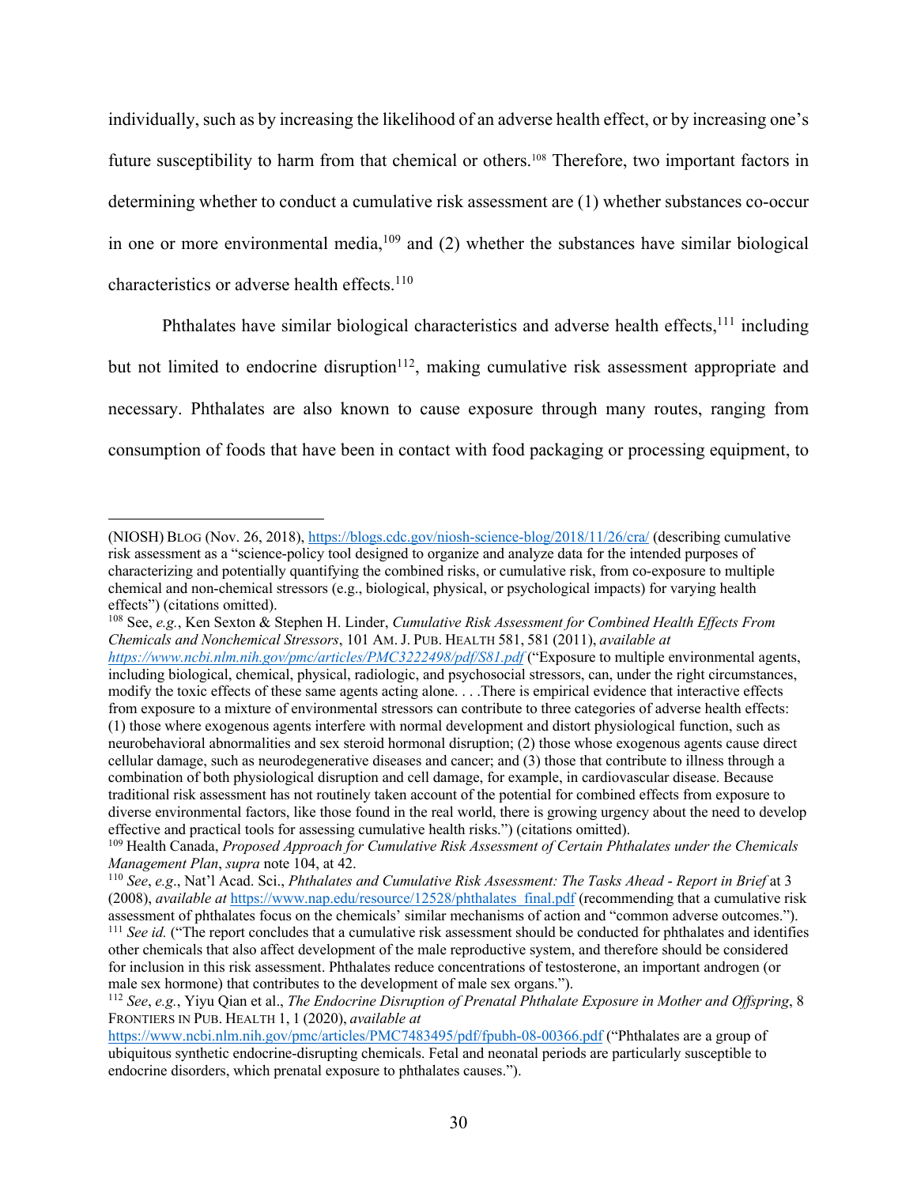individually, such as by increasing the likelihood of an adverse health effect, or by increasing one's future susceptibility to harm from that chemical or others.[108] Therefore, two important factors in determining whether to conduct a cumulative risk assessment are (1) whether substances co-occur in one or more environmental media,[109] and (2) whether the substances have similar biological characteristics or adverse health effects.[110]

Phthalates have similar biological characteristics and adverse health effects,[111] including but not limited to endocrine disruption[112], making cumulative risk assessment appropriate and necessary. Phthalates are also known to cause exposure through many routes, ranging from consumption of foods that have been in contact with food packaging or processing equipment, to

---

(NIOSH) BLOG (Nov. 26, 2018), https://blogs.cdc.gov/niosh-science-blog/2018/11/26/cra/ (describing cumulative risk assessment as a "science-policy tool designed to organize and analyze data for the intended purposes of characterizing and potentially quantifying the combined risks, or cumulative risk, from co-exposure to multiple chemical and non-chemical stressors (e.g., biological, physical, or psychological impacts) for varying health effects") (citations omitted).

[108] See, *e.g.*, Ken Sexton & Stephen H. Linder, *Cumulative Risk Assessment for Combined Health Effects From Chemicals and Nonchemical Stressors*, 101 AM. J. PUB. HEALTH 581, 581 (2011), *available at https://www.ncbi.nlm.nih.gov/pmc/articles/PMC3222498/pdf/S81.pdf* ("Exposure to multiple environmental agents, including biological, chemical, physical, radiologic, and psychosocial stressors, can, under the right circumstances, modify the toxic effects of these same agents acting alone. . . .There is empirical evidence that interactive effects from exposure to a mixture of environmental stressors can contribute to three categories of adverse health effects: (1) those where exogenous agents interfere with normal development and distort physiological function, such as neurobehavioral abnormalities and sex steroid hormonal disruption; (2) those whose exogenous agents cause direct cellular damage, such as neurodegenerative diseases and cancer; and (3) those that contribute to illness through a combination of both physiological disruption and cell damage, for example, in cardiovascular disease. Because traditional risk assessment has not routinely taken account of the potential for combined effects from exposure to diverse environmental factors, like those found in the real world, there is growing urgency about the need to develop effective and practical tools for assessing cumulative health risks.") (citations omitted).

[109] Health Canada, *Proposed Approach for Cumulative Risk Assessment of Certain Phthalates under the Chemicals Management Plan*, *supra* note 104, at 42.

[110] *See*, *e.g*., Nat'l Acad. Sci., *Phthalates and Cumulative Risk Assessment: The Tasks Ahead - Report in Brief* at 3 (2008), *available at* https://www.nap.edu/resource/12528/phthalates_final.pdf (recommending that a cumulative risk assessment of phthalates focus on the chemicals' similar mechanisms of action and "common adverse outcomes.").

[111] *See id.* ("The report concludes that a cumulative risk assessment should be conducted for phthalates and identifies other chemicals that also affect development of the male reproductive system, and therefore should be considered for inclusion in this risk assessment. Phthalates reduce concentrations of testosterone, an important androgen (or male sex hormone) that contributes to the development of male sex organs.").

[112] *See*, *e.g.*, Yiyu Qian et al., *The Endocrine Disruption of Prenatal Phthalate Exposure in Mother and Offspring*, 8 FRONTIERS IN PUB. HEALTH 1, 1 (2020), *available at* https://www.ncbi.nlm.nih.gov/pmc/articles/PMC7483495/pdf/fpubh-08-00366.pdf ("Phthalates are a group of ubiquitous synthetic endocrine-disrupting chemicals. Fetal and neonatal periods are particularly susceptible to endocrine disorders, which prenatal exposure to phthalates causes.").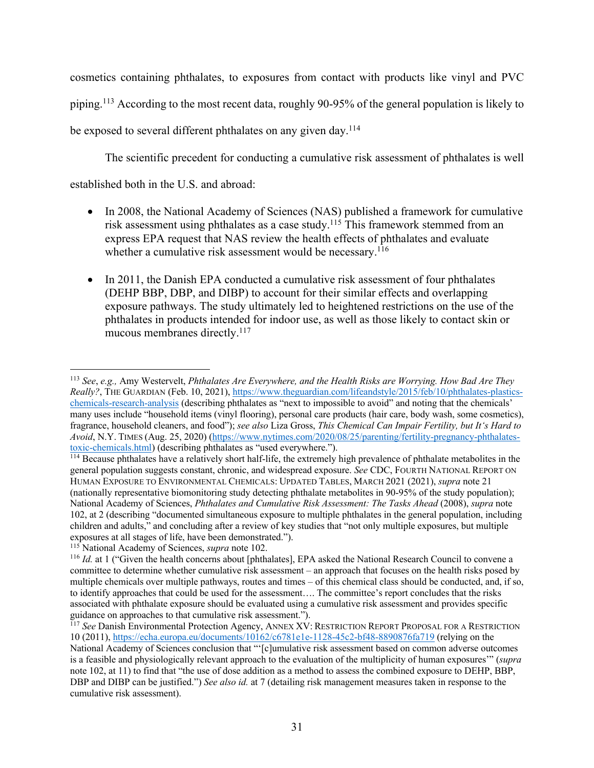cosmetics containing phthalates, to exposures from contact with products like vinyl and PVC piping.[113] According to the most recent data, roughly 90-95% of the general population is likely to be exposed to several different phthalates on any given day.[114]

The scientific precedent for conducting a cumulative risk assessment of phthalates is well established both in the U.S. and abroad:

- In 2008, the National Academy of Sciences (NAS) published a framework for cumulative risk assessment using phthalates as a case study.[115] This framework stemmed from an express EPA request that NAS review the health effects of phthalates and evaluate whether a cumulative risk assessment would be necessary.[116]

- In 2011, the Danish EPA conducted a cumulative risk assessment of four phthalates (DEHP BBP, DBP, and DIBP) to account for their similar effects and overlapping exposure pathways. The study ultimately led to heightened restrictions on the use of the phthalates in products intended for indoor use, as well as those likely to contact skin or mucous membranes directly.[117]

---

[113] *See*, *e.g.,* Amy Westervelt, *Phthalates Are Everywhere, and the Health Risks are Worrying. How Bad Are They Really?*, THE GUARDIAN (Feb. 10, 2021), https://www.theguardian.com/lifeandstyle/2015/feb/10/phthalates-plastics-chemicals-research-analysis (describing phthalates as "next to impossible to avoid" and noting that the chemicals' many uses include "household items (vinyl flooring), personal care products (hair care, body wash, some cosmetics), fragrance, household cleaners, and food"); *see also* Liza Gross, *This Chemical Can Impair Fertility, but It's Hard to Avoid*, N.Y. TIMES (Aug. 25, 2020) (https://www.nytimes.com/2020/08/25/parenting/fertility-pregnancy-phthalates-toxic-chemicals.html) (describing phthalates as "used everywhere.").

[114] Because phthalates have a relatively short half-life, the extremely high prevalence of phthalate metabolites in the general population suggests constant, chronic, and widespread exposure. *See* CDC, FOURTH NATIONAL REPORT ON HUMAN EXPOSURE TO ENVIRONMENTAL CHEMICALS: UPDATED TABLES, MARCH 2021 (2021), *supra* note 21 (nationally representative biomonitoring study detecting phthalate metabolites in 90-95% of the study population); National Academy of Sciences, *Phthalates and Cumulative Risk Assessment: The Tasks Ahead* (2008), *supra* note 102, at 2 (describing "documented simultaneous exposure to multiple phthalates in the general population, including children and adults," and concluding after a review of key studies that "not only multiple exposures, but multiple exposures at all stages of life, have been demonstrated.").

[115] National Academy of Sciences, *supra* note 102.

[116] *Id.* at 1 ("Given the health concerns about [phthalates], EPA asked the National Research Council to convene a committee to determine whether cumulative risk assessment – an approach that focuses on the health risks posed by multiple chemicals over multiple pathways, routes and times – of this chemical class should be conducted, and, if so, to identify approaches that could be used for the assessment…. The committee's report concludes that the risks associated with phthalate exposure should be evaluated using a cumulative risk assessment and provides specific guidance on approaches to that cumulative risk assessment.").

[117] *See* Danish Environmental Protection Agency, ANNEX XV: RESTRICTION REPORT PROPOSAL FOR A RESTRICTION 10 (2011), https://echa.europa.eu/documents/10162/c6781e1e-1128-45c2-bf48-8890876fa719 (relying on the National Academy of Sciences conclusion that "'[c]umulative risk assessment based on common adverse outcomes is a feasible and physiologically relevant approach to the evaluation of the multiplicity of human exposures'" (*supra* note 102, at 11) to find that "the use of dose addition as a method to assess the combined exposure to DEHP, BBP, DBP and DIBP can be justified.") *See also id.* at 7 (detailing risk management measures taken in response to the cumulative risk assessment).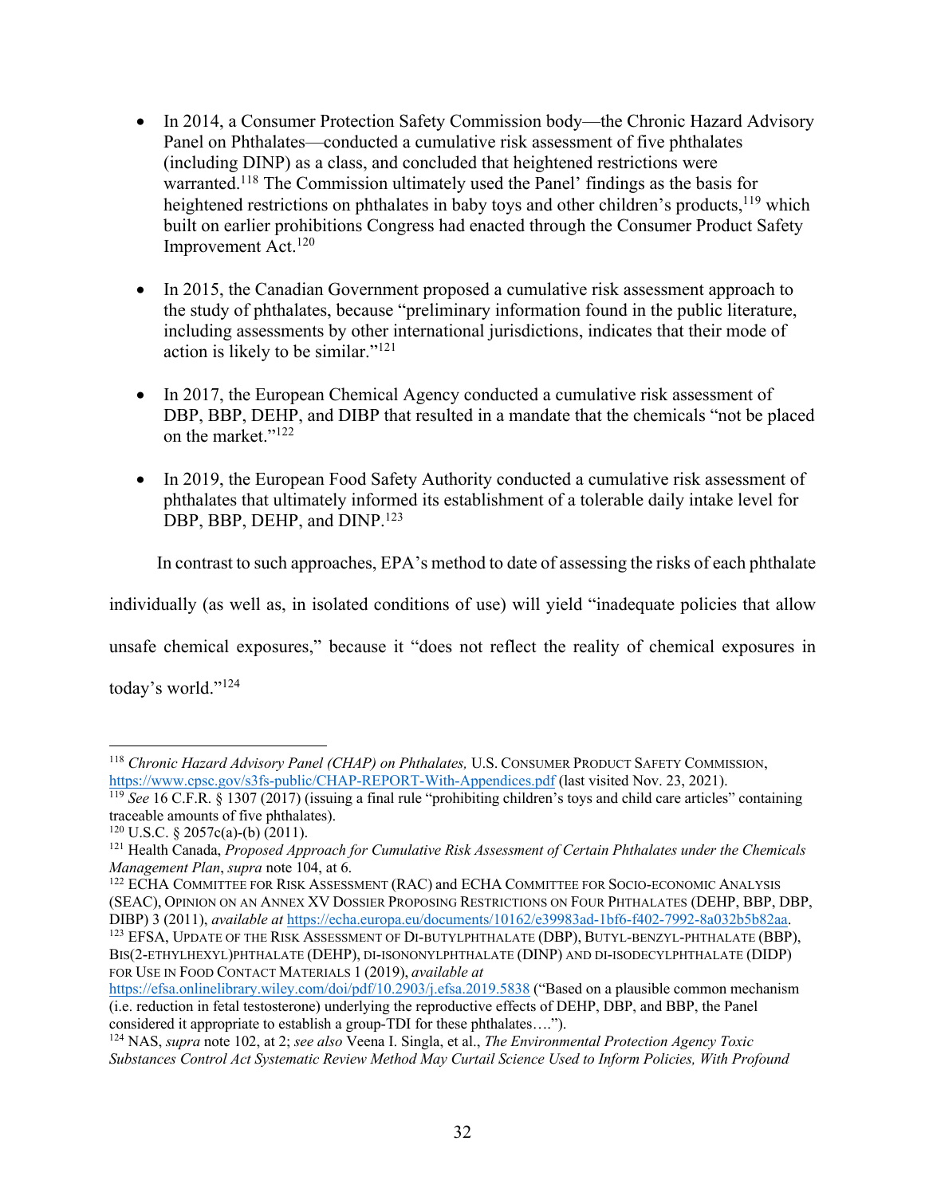- In 2014, a Consumer Protection Safety Commission body—the Chronic Hazard Advisory Panel on Phthalates—conducted a cumulative risk assessment of five phthalates (including DINP) as a class, and concluded that heightened restrictions were warranted.[118] The Commission ultimately used the Panel' findings as the basis for heightened restrictions on phthalates in baby toys and other children's products,[119] which built on earlier prohibitions Congress had enacted through the Consumer Product Safety Improvement Act.[120]

- In 2015, the Canadian Government proposed a cumulative risk assessment approach to the study of phthalates, because "preliminary information found in the public literature, including assessments by other international jurisdictions, indicates that their mode of action is likely to be similar."[121]

- In 2017, the European Chemical Agency conducted a cumulative risk assessment of DBP, BBP, DEHP, and DIBP that resulted in a mandate that the chemicals "not be placed on the market."[122]

- In 2019, the European Food Safety Authority conducted a cumulative risk assessment of phthalates that ultimately informed its establishment of a tolerable daily intake level for DBP, BBP, DEHP, and DINP.[123]

In contrast to such approaches, EPA's method to date of assessing the risks of each phthalate individually (as well as, in isolated conditions of use) will yield "inadequate policies that allow unsafe chemical exposures," because it "does not reflect the reality of chemical exposures in today's world."[124]

---

[118] *Chronic Hazard Advisory Panel (CHAP) on Phthalates,* U.S. CONSUMER PRODUCT SAFETY COMMISSION, https://www.cpsc.gov/s3fs-public/CHAP-REPORT-With-Appendices.pdf (last visited Nov. 23, 2021).

[119] *See* 16 C.F.R. § 1307 (2017) (issuing a final rule "prohibiting children's toys and child care articles" containing traceable amounts of five phthalates).

[120] U.S.C. § 2057c(a)-(b) (2011).

[121] Health Canada, *Proposed Approach for Cumulative Risk Assessment of Certain Phthalates under the Chemicals Management Plan*, *supra* note 104, at 6.

[122] ECHA COMMITTEE FOR RISK ASSESSMENT (RAC) and ECHA COMMITTEE FOR SOCIO-ECONOMIC ANALYSIS (SEAC), OPINION ON AN ANNEX XV DOSSIER PROPOSING RESTRICTIONS ON FOUR PHTHALATES (DEHP, BBP, DBP, DIBP) 3 (2011), *available at* https://echa.europa.eu/documents/10162/e39983ad-1bf6-f402-7992-8a032b5b82aa.

[123] EFSA, UPDATE OF THE RISK ASSESSMENT OF DI-BUTYLPHTHALATE (DBP), BUTYL-BENZYL-PHTHALATE (BBP), BIS(2-ETHYLHEXYL)PHTHALATE (DEHP), DI-ISONONYLPHTHALATE (DINP) AND DI-ISODECYLPHTHALATE (DIDP) FOR USE IN FOOD CONTACT MATERIALS 1 (2019), *available at* https://efsa.onlinelibrary.wiley.com/doi/pdf/10.2903/j.efsa.2019.5838 ("Based on a plausible common mechanism (i.e. reduction in fetal testosterone) underlying the reproductive effects of DEHP, DBP, and BBP, the Panel considered it appropriate to establish a group-TDI for these phthalates….").

[124] NAS, *supra* note 102, at 2; *see also* Veena I. Singla, et al., *The Environmental Protection Agency Toxic Substances Control Act Systematic Review Method May Curtail Science Used to Inform Policies, With Profound*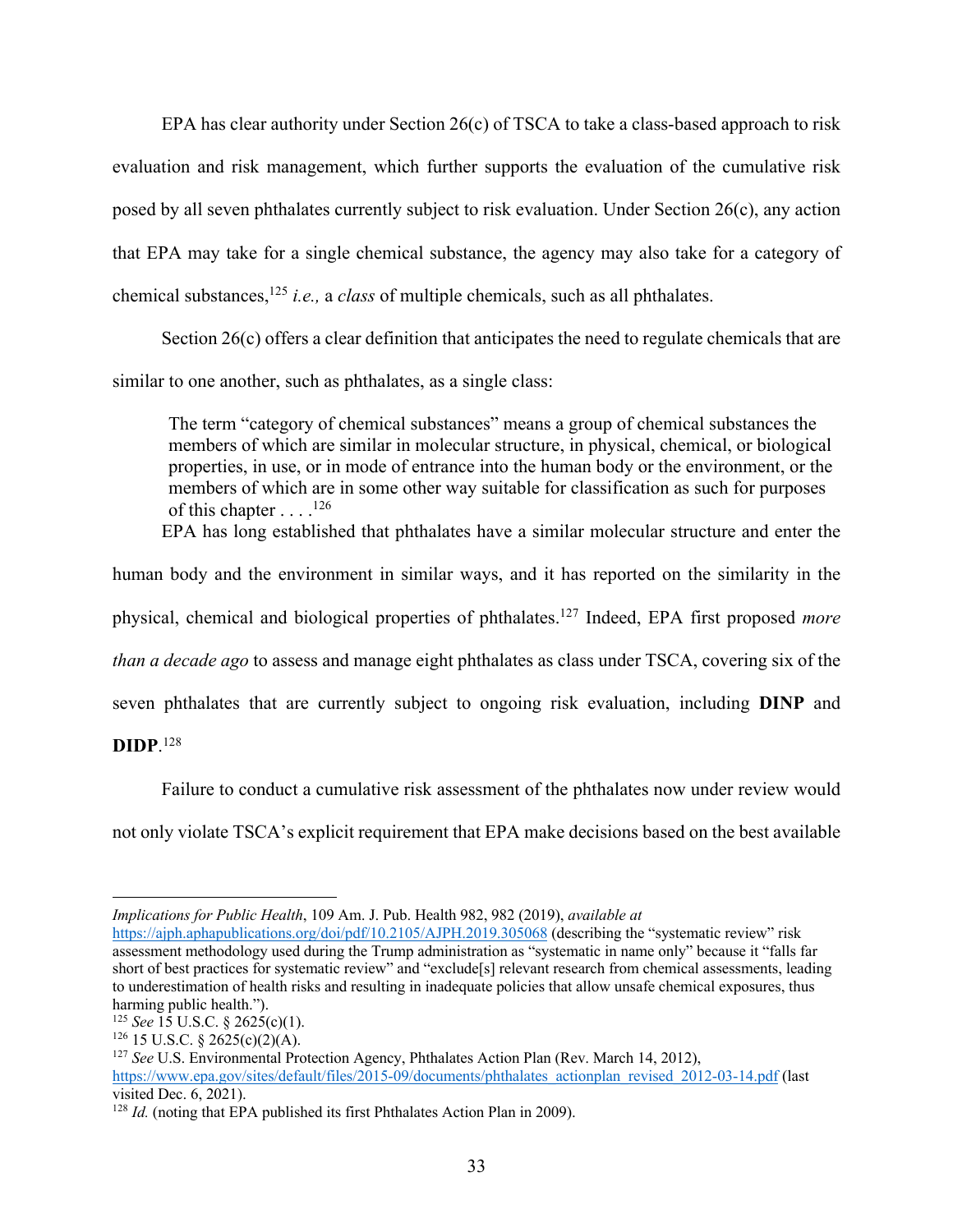EPA has clear authority under Section 26(c) of TSCA to take a class-based approach to risk evaluation and risk management, which further supports the evaluation of the cumulative risk posed by all seven phthalates currently subject to risk evaluation. Under Section 26(c), any action that EPA may take for a single chemical substance, the agency may also take for a category of chemical substances,[125] *i.e.,* a *class* of multiple chemicals, such as all phthalates.

Section 26(c) offers a clear definition that anticipates the need to regulate chemicals that are similar to one another, such as phthalates, as a single class:

> The term "category of chemical substances" means a group of chemical substances the members of which are similar in molecular structure, in physical, chemical, or biological properties, in use, or in mode of entrance into the human body or the environment, or the members of which are in some other way suitable for classification as such for purposes of this chapter . . . .[126]

EPA has long established that phthalates have a similar molecular structure and enter the human body and the environment in similar ways, and it has reported on the similarity in the physical, chemical and biological properties of phthalates.[127] Indeed, EPA first proposed *more than a decade ago* to assess and manage eight phthalates as class under TSCA, covering six of the seven phthalates that are currently subject to ongoing risk evaluation, including **DINP** and **DIDP**.[128]

Failure to conduct a cumulative risk assessment of the phthalates now under review would not only violate TSCA's explicit requirement that EPA make decisions based on the best available

---

*Implications for Public Health*, 109 Am. J. Pub. Health 982, 982 (2019), *available at* https://ajph.aphapublications.org/doi/pdf/10.2105/AJPH.2019.305068 (describing the "systematic review" risk assessment methodology used during the Trump administration as "systematic in name only" because it "falls far short of best practices for systematic review" and "exclude[s] relevant research from chemical assessments, leading to underestimation of health risks and resulting in inadequate policies that allow unsafe chemical exposures, thus harming public health.").

[125] *See* 15 U.S.C. § 2625(c)(1).

[126] 15 U.S.C. § 2625(c)(2)(A).

[127] *See* U.S. Environmental Protection Agency, Phthalates Action Plan (Rev. March 14, 2012), https://www.epa.gov/sites/default/files/2015-09/documents/phthalates_actionplan_revised_2012-03-14.pdf (last visited Dec. 6, 2021).

[128] *Id.* (noting that EPA published its first Phthalates Action Plan in 2009).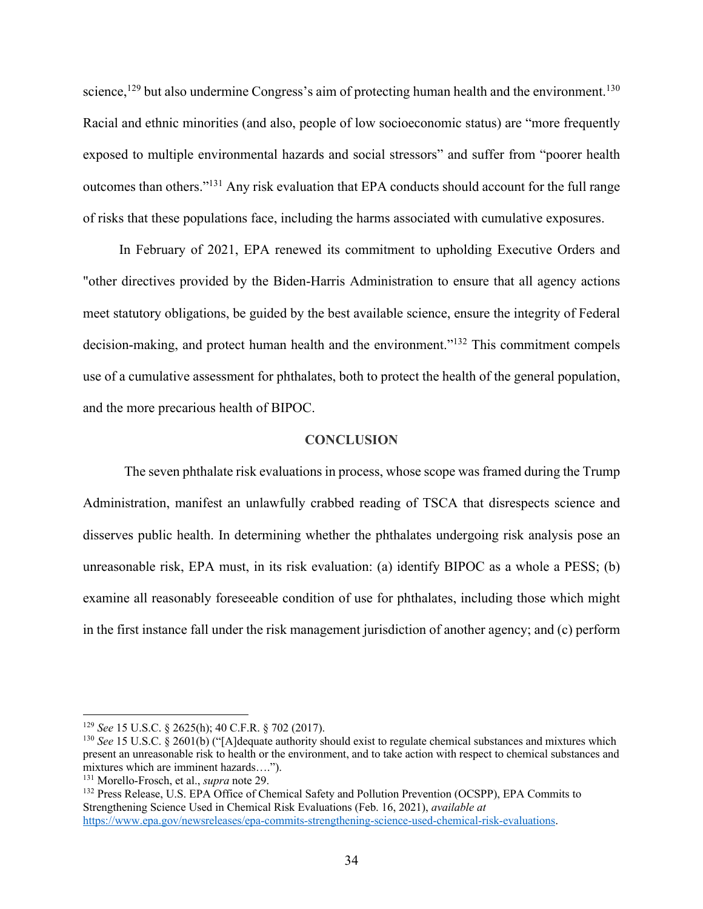science,[129] but also undermine Congress's aim of protecting human health and the environment.[130] Racial and ethnic minorities (and also, people of low socioeconomic status) are "more frequently exposed to multiple environmental hazards and social stressors" and suffer from "poorer health outcomes than others."[131] Any risk evaluation that EPA conducts should account for the full range of risks that these populations face, including the harms associated with cumulative exposures.

In February of 2021, EPA renewed its commitment to upholding Executive Orders and "other directives provided by the Biden-Harris Administration to ensure that all agency actions meet statutory obligations, be guided by the best available science, ensure the integrity of Federal decision-making, and protect human health and the environment."[132] This commitment compels use of a cumulative assessment for phthalates, both to protect the health of the general population, and the more precarious health of BIPOC.

## CONCLUSION

The seven phthalate risk evaluations in process, whose scope was framed during the Trump Administration, manifest an unlawfully crabbed reading of TSCA that disrespects science and disserves public health. In determining whether the phthalates undergoing risk analysis pose an unreasonable risk, EPA must, in its risk evaluation: (a) identify BIPOC as a whole a PESS; (b) examine all reasonably foreseeable condition of use for phthalates, including those which might in the first instance fall under the risk management jurisdiction of another agency; and (c) perform

---

[129] *See* 15 U.S.C. § 2625(h); 40 C.F.R. § 702 (2017).

[130] *See* 15 U.S.C. § 2601(b) ("[A]dequate authority should exist to regulate chemical substances and mixtures which present an unreasonable risk to health or the environment, and to take action with respect to chemical substances and mixtures which are imminent hazards….").

[131] Morello-Frosch, et al., *supra* note 29.

[132] Press Release, U.S. EPA Office of Chemical Safety and Pollution Prevention (OCSPP), EPA Commits to Strengthening Science Used in Chemical Risk Evaluations (Feb. 16, 2021), *available at* https://www.epa.gov/newsreleases/epa-commits-strengthening-science-used-chemical-risk-evaluations.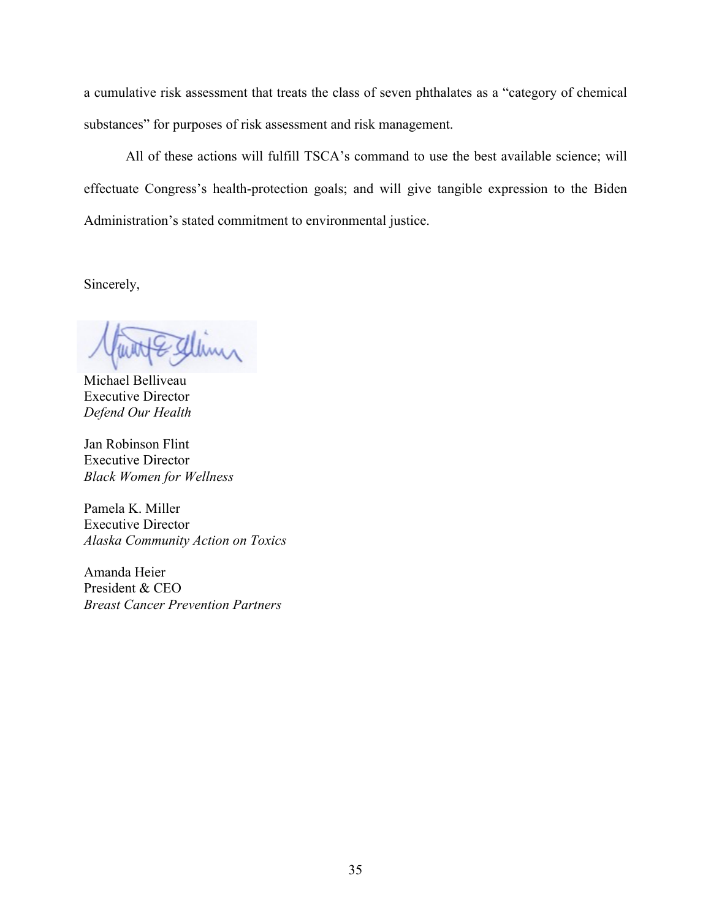a cumulative risk assessment that treats the class of seven phthalates as a "category of chemical substances" for purposes of risk assessment and risk management.

All of these actions will fulfill TSCA's command to use the best available science; will effectuate Congress's health-protection goals; and will give tangible expression to the Biden Administration's stated commitment to environmental justice.

Sincerely,

Michael Belliveau  
Executive Director  
*Defend Our Health*

Jan Robinson Flint  
Executive Director  
*Black Women for Wellness*

Pamela K. Miller  
Executive Director  
*Alaska Community Action on Toxics*

Amanda Heier  
President & CEO  
*Breast Cancer Prevention Partners*